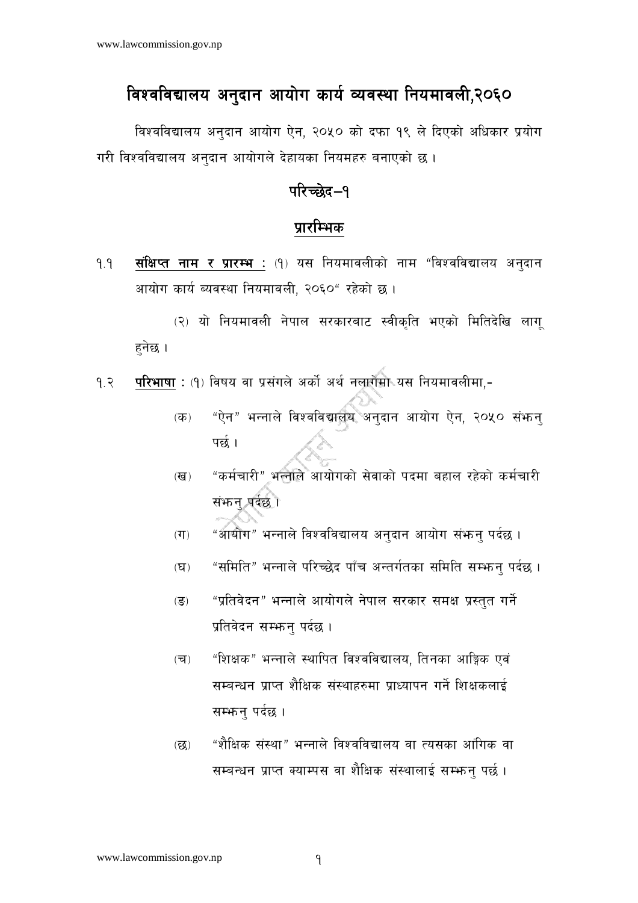# विश्वविद्यालय अनुदान आयोग कार्य व्यवस्था नियमावली,२०६०

विश्वविद्यालय अनुदान आयोग ऐन, २०५० को दफा १९ ले दिएको अधिकार प्रयोग गरी विश्वविद्यालय अनुदान आयोगले देहायका नियमहरु बनाएको छ ।

## परिच्छेद–१

## प्रारम्भिक

१.१ **संक्षिप्त नाम र प्रारम्भ :** (१) यस नियमावलीको नाम "विश्वविद्यालय अनुदान आयोग कार्य व्यवस्था नियमावली, २०६०" रहेको छ ।

(२) यो नियमावली नेपाल सरकारबाट स्वीकृति भएको मितिदेखि लागू हुनेछ ।

१.२ **परिभाषा** : (१) विषय वा प्रसंगले अर्को अर्थ नलागेमा यस नियमावलीमा,-

(क) "ऐन" भन्नाले विश्वविद्यालय अनुदान आयोग ऐन, २०५० संझनु पर्छ ।

(ख) "कर्मचारी" भन्नाले आयोगको सेवाको पदमा बहाल रहेको कर्मचारी संझनु पर्दछ ।

(ग) "आयोग" भन्नाले विश्वविद्यालय अनुदान आयोग संझनु पर्दछ ।

(घ) "समिति" भन्नाले परिच्छेद पाँच अन्तर्गतका समिति सम्झनु पर्दछ ।

(ङ) "प्रतिवेदन" भन्नाले आयोगले नेपाल सरकार समक्ष प्रस्तुत गर्ने प्रतिवेदन सम्झनु पर्दछ ।

(च) "शिक्षक" भन्नाले स्थापित विश्वविद्यालय, तिनका आङ्गिक एवं सम्बन्धन प्राप्त शैक्षिक संस्थाहरुमा प्राध्यापन गर्ने शिक्षकलाई सम्झनु पर्दछ ।

(छ) "शैक्षिक संस्था" भन्नाले विश्वविद्यालय वा त्यसका आंगिक वा सम्बन्धन प्राप्त क्याम्पस वा शैक्षिक संस्थालाई सम्झनु पर्छ ।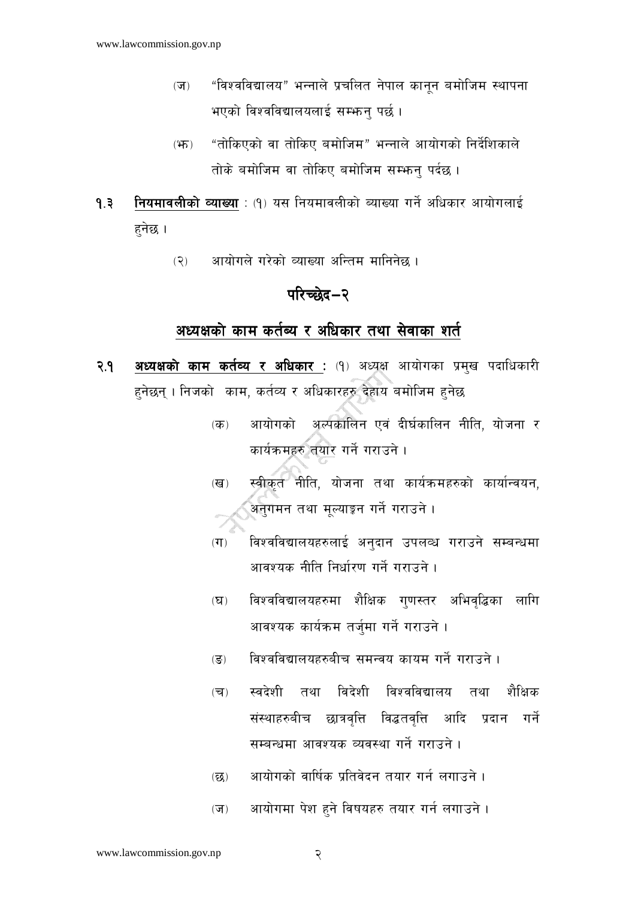(ज) "विश्वविद्यालय" भन्नाले प्रचलित नेपाल कानून बमोजिम स्थापना भएको विश्वविद्यालयलाई सम्झनु पर्छ ।

(झ) "तोकिएको वा तोकिए बमोजिम" भन्नाले आयोगको निर्देशिकाले तोके बमोजिम वा तोकिए बमोजिम सम्झनु पर्दछ ।

**१.३ नियमावलीको व्याख्या** : (१) यस नियमावलीको व्याख्या गर्ने अधिकार आयोगलाई हुनेछ ।

(२) आयोगले गरेको व्याख्या अन्तिम मानिनेछ ।

## परिच्छेद–२

## अध्यक्षको काम कर्तव्य र अधिकार तथा सेवाका शर्त

**२.१ अध्यक्षको काम कर्तव्य र अधिकार** : (१) अध्यक्ष आयोगका प्रमुख पदाधिकारी हुनेछन् । निजको काम, कर्तव्य र अधिकारहरु देहाय बमोजिम हुनेछ

(क) आयोगको अल्पकालिन एवं दीर्घकालिन नीति, योजना र कार्यक्रमहरु तयार गर्ने गराउने ।

(ख) स्वीकृत नीति, योजना तथा कार्यक्रमहरुको कार्यान्वयन, अनुगमन तथा मूल्याङ्कन गर्ने गराउने ।

(ग) विश्वविद्यालयहरुलाई अनुदान उपलब्ध गराउने सम्बन्धमा आवश्यक नीति निर्धारण गर्ने गराउने ।

(घ) विश्वविद्यालयहरुमा शैक्षिक गुणस्तर अभिवृद्धिका लागि आवश्यक कार्यक्रम तर्जुमा गर्ने गराउने ।

(ङ) विश्वविद्यालयहरुबीच समन्वय कायम गर्ने गराउने ।

(च) स्वदेशी तथा विदेशी विश्वविद्यालय तथा शैक्षिक संस्थाहरुबीच छात्रवृत्ति विद्वतवृत्ति आदि प्रदान गर्ने सम्बन्धमा आवश्यक व्यवस्था गर्ने गराउने ।

(छ) आयोगको वार्षिक प्रतिवेदन तयार गर्न लगाउने ।

(ज) आयोगमा पेश हुने विषयहरु तयार गर्न लगाउने ।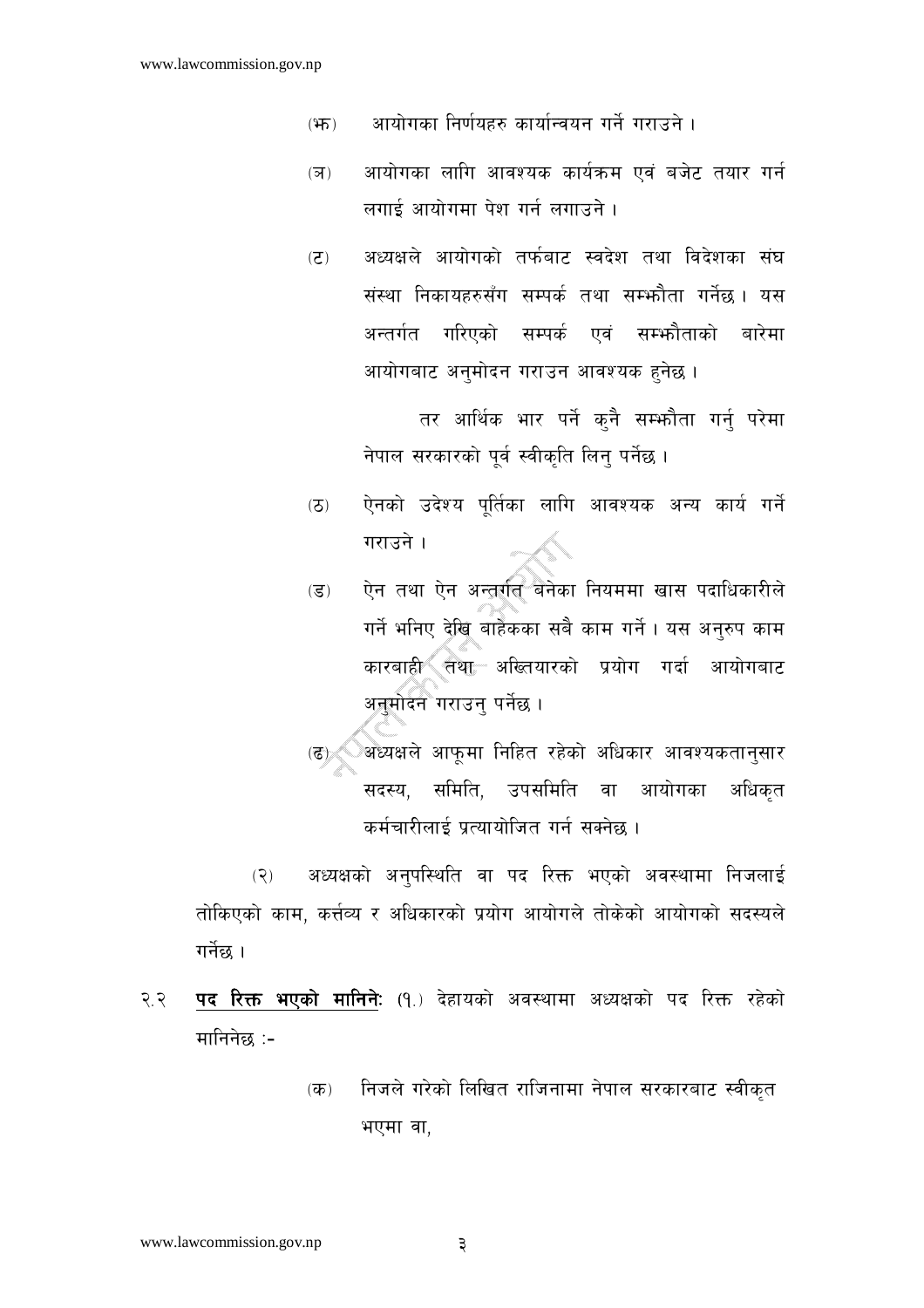(झ) आयोगका निर्णयहरु कार्यान्वयन गर्ने गराउने ।

(ञ) आयोगका लागि आवश्यक कार्यक्रम एवं बजेट तयार गर्न लगाई आयोगमा पेश गर्न लगाउने ।

(ट) अध्यक्षले आयोगको तर्फबाट स्वदेश तथा विदेशका संघ संस्था निकायहरुसँग सम्पर्क तथा सम्झौता गर्नेछ । यस अन्तर्गत गरिएको सम्पर्क एवं सम्झौताको बारेमा आयोगबाट अनुमोदन गराउन आवश्यक हुनेछ ।

तर आर्थिक भार पर्ने कुनै सम्झौता गर्नु परेमा नेपाल सरकारको पूर्व स्वीकृति लिनु पर्नेछ ।

(ठ) ऐनको उदेश्य पूर्तिका लागि आवश्यक अन्य कार्य गर्ने गराउने ।

(ड) ऐन तथा ऐन अन्तर्गत बनेका नियममा खास पदाधिकारीले गर्ने भनिए देखि बाहेकका सबै काम गर्ने । यस अनुरुप काम कारबाही तथा अख्तियारको प्रयोग गर्दा आयोगबाट अनुमोदन गराउनु पर्नेछ ।

(ढ) अध्यक्षले आफूमा निहित रहेको अधिकार आवश्यकतानुसार सदस्य, समिति, उपसमिति वा आयोगका अधिकृत कर्मचारीलाई प्रत्यायोजित गर्न सक्नेछ ।

(२) अध्यक्षको अनुपस्थिति वा पद रिक्त भएको अवस्थामा निजलाई तोकिएको काम, कर्त्तव्य र अधिकारको प्रयोग आयोगले तोकेको आयोगको सदस्यले गर्नेछ ।

२.२ **पद रिक्त भएको मानिने:** (१.) देहायको अवस्थामा अध्यक्षको पद रिक्त रहेको मानिनेछ :-

(क) निजले गरेको लिखित राजिनामा नेपाल सरकारबाट स्वीकृत भएमा वा,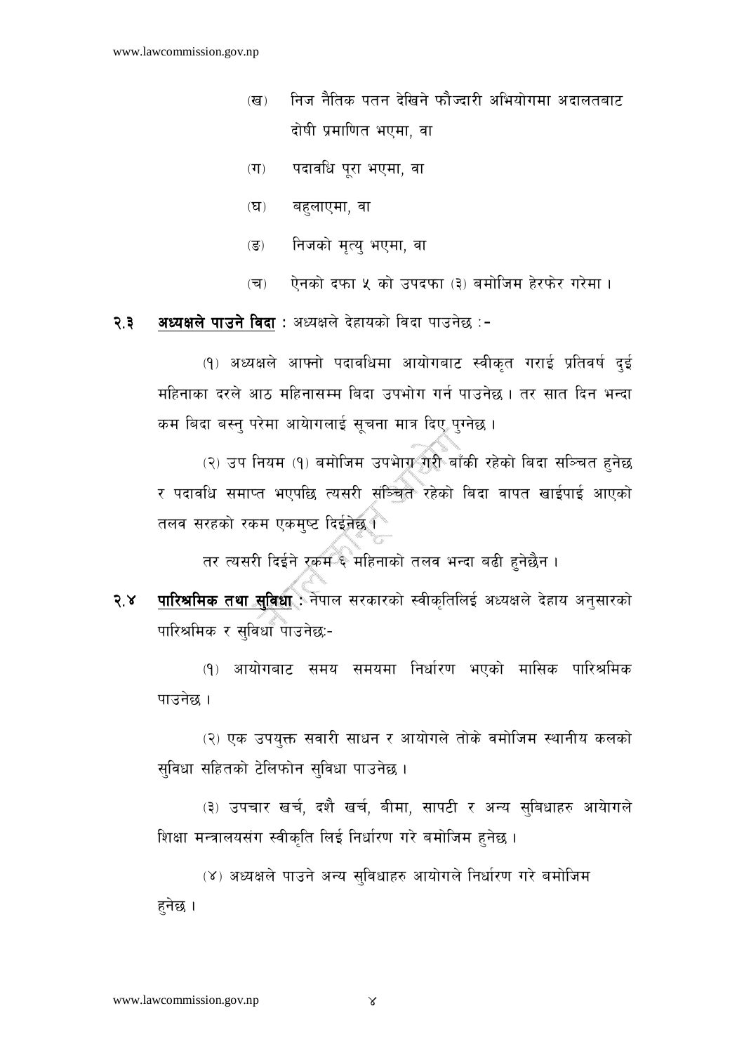(ख) निज नैतिक पतन देखिने फौज्दारी अभियोगमा अदालतबाट दोषी प्रमाणित भएमा, वा

(ग) पदावधि पूरा भएमा, वा

(घ) बहुलाएमा, वा

(ङ) निजको मृत्यु भएमा, वा

(च) ऐनको दफा ५ को उपदफा (३) बमोजिम हेरफेर गरेमा ।

२.३ **<u>अध्यक्षले पाउने विदा</u>** : अध्यक्षले देहायको विदा पाउनेछ :-

(१) अध्यक्षले आफ्नो पदावधिमा आयोगबाट स्वीकृत गराई प्रतिवर्ष दुई महिनाका दरले आठ महिनासम्म बिदा उपभोग गर्न पाउनेछ । तर सात दिन भन्दा कम बिदा बस्नु परेमा आयोगलाई सूचना मात्र दिए पुग्नेछ ।

(२) उप नियम (१) बमोजिम उपभोग गरी बाँकी रहेको बिदा सञ्चित हुनेछ र पदावधि समाप्त भएपछि त्यसरी संञ्चित रहेको बिदा वापत खाईपाई आएको तलव सरहको रकम एकमुष्ट दिईनेछ ।

तर त्यसरी दिईने रकम ६ महिनाको तलव भन्दा बढी हुनेछैन ।

२.४ **<u>पारिश्रमिक तथा सुविधा</u>** : नेपाल सरकारको स्वीकृतिलिई अध्यक्षले देहाय अनुसारको पारिश्रमिक र सुविधा पाउनेछः-

(१) आयोगबाट समय समयमा निर्धारण भएको मासिक पारिश्रमिक पाउनेछ ।

(२) एक उपयुक्त सवारी साधन र आयोगले तोके बमोजिम स्थानीय कलको सुविधा सहितको टेलिफोन सुविधा पाउनेछ ।

(३) उपचार खर्च, दशै खर्च, बीमा, सापटी र अन्य सुबिधाहरु आयोगले शिक्षा मन्त्रालयसंग स्वीकृति लिई निर्धारण गरे बमोजिम हुनेछ ।

(४) अध्यक्षले पाउने अन्य सुविधाहरु आयोगले निर्धारण गरे बमोजिम हुनेछ ।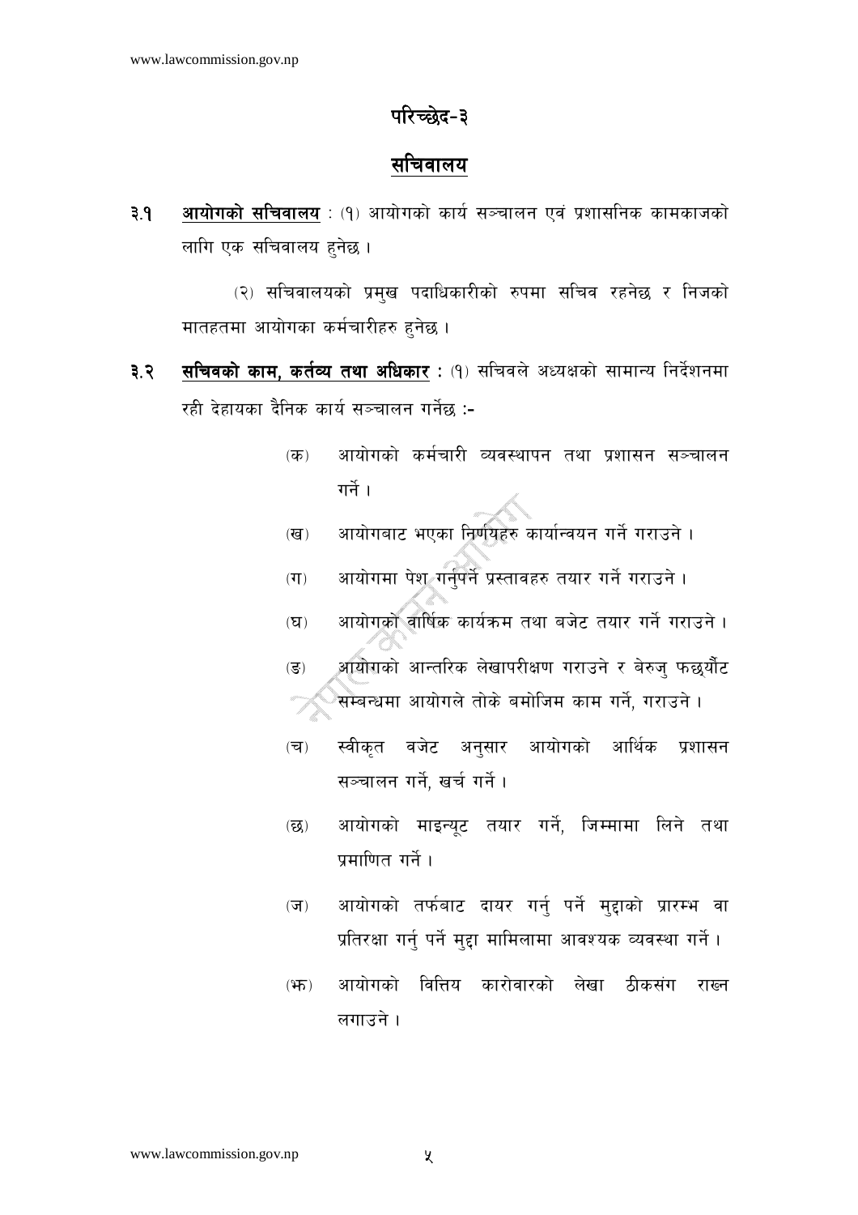## परिच्छेद-३

## सचिवालय

**३.१ आयोगको सचिवालय** : (१) आयोगको कार्य सञ्चालन एवं प्रशासनिक कामकाजको लागि एक सचिवालय हुनेछ ।

(२) सचिवालयको प्रमुख पदाधिकारीको रुपमा सचिव रहनेछ र निजको मातहतमा आयोगका कर्मचारीहरु हुनेछ ।

**३.२ सचिवको काम, कर्तव्य तथा अधिकार** : (१) सचिवले अध्यक्षको सामान्य निर्देशनमा रही देहायका दैनिक कार्य सञ्चालन गर्नेछ :-

(क) आयोगको कर्मचारी व्यवस्थापन तथा प्रशासन सञ्चालन गर्ने ।

(ख) आयोगबाट भएका निर्णयहरु कार्यान्वयन गर्ने गराउने ।

(ग) आयोगमा पेश गर्नुपर्ने प्रस्तावहरु तयार गर्ने गराउने ।

(घ) आयोगको वार्षिक कार्यक्रम तथा बजेट तयार गर्ने गराउने ।

(ङ) आयोगको आन्तरिक लेखापरीक्षण गराउने र बेरुजु फछ्र्यौट सम्बन्धमा आयोगले तोके बमोजिम काम गर्ने, गराउने ।

(च) स्वीकृत वजेट अनुसार आयोगको आर्थिक प्रशासन सञ्चालन गर्ने, खर्च गर्ने ।

(छ) आयोगको माइन्यूट तयार गर्ने, जिम्मामा लिने तथा प्रमाणित गर्ने ।

(ज) आयोगको तर्फबाट दायर गर्नु पर्ने मुद्दाको प्रारम्भ वा प्रतिरक्षा गर्नु पर्ने मुद्दा मामिलामा आवश्यक व्यवस्था गर्ने ।

(झ) आयोगको वित्तिय कारोवारको लेखा ठीकसंग राख्न लगाउने ।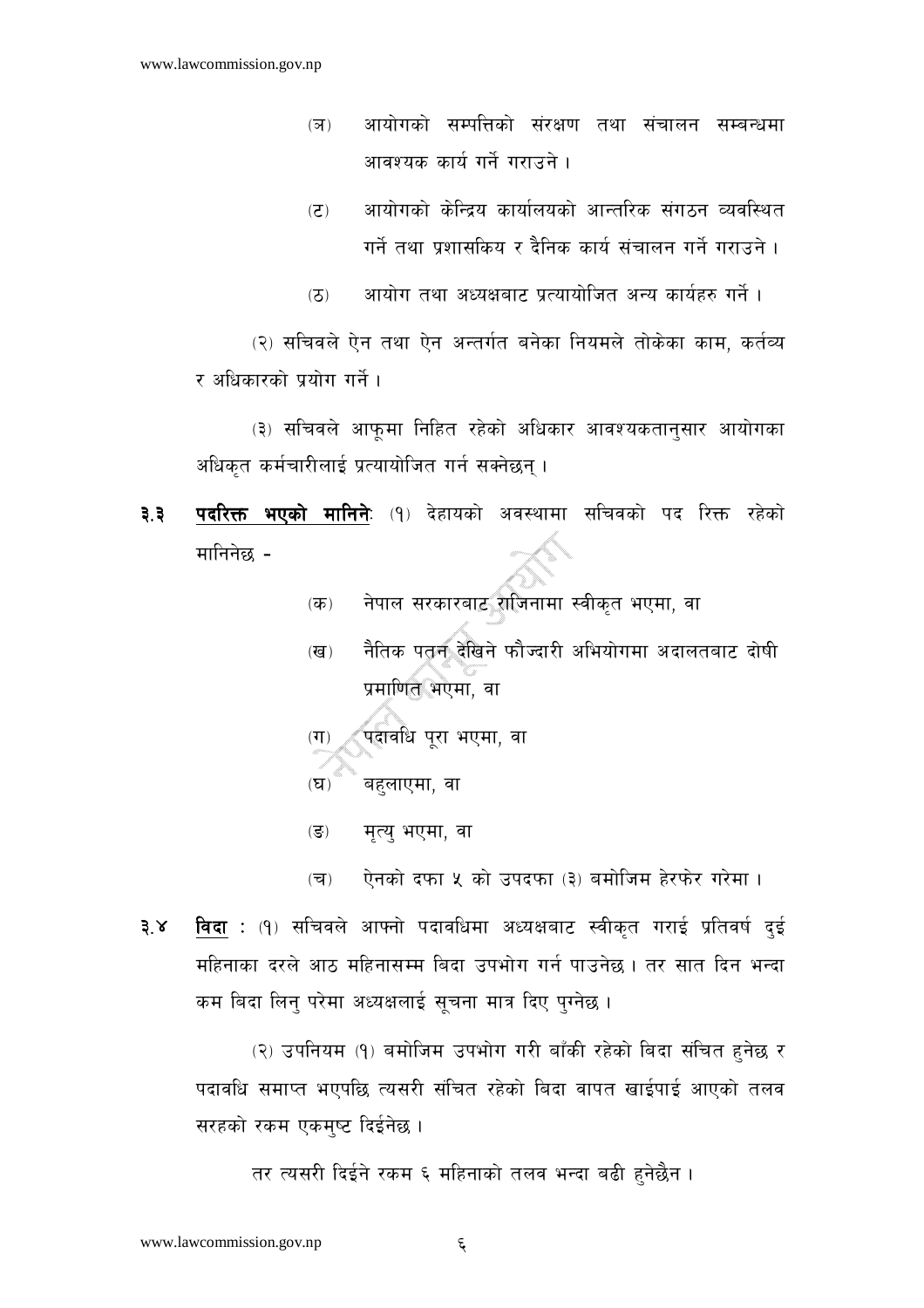(ञ) आयोगको सम्पत्तिको संरक्षण तथा संचालन सम्बन्धमा आवश्यक कार्य गर्ने गराउने ।

(ट) आयोगको केन्द्रिय कार्यालयको आन्तरिक संगठन व्यवस्थित गर्ने तथा प्रशासकिय र दैनिक कार्य संचालन गर्ने गराउने ।

(ठ) आयोग तथा अध्यक्षबाट प्रत्यायोजित अन्य कार्यहरु गर्ने ।

(२) सचिवले ऐन तथा ऐन अन्तर्गत बनेका नियमले तोकेका काम, कर्तव्य र अधिकारको प्रयोग गर्ने ।

(३) सचिवले आफूमा निहित रहेको अधिकार आवश्यकतानुसार आयोगका अधिकृत कर्मचारीलाई प्रत्यायोजित गर्न सक्नेछन् ।

**३.३ <u>पदरिक्त भएको मानिने</u>**: (१) देहायको अवस्थामा सचिवको पद रिक्त रहेको मानिनेछ -

(क) नेपाल सरकारबाट राजिनामा स्वीकृत भएमा, वा

(ख) नैतिक पतन देखिने फौज्दारी अभियोगमा अदालतबाट दोषी प्रमाणित भएमा, वा

(ग) पदावधि पूरा भएमा, वा

(घ) बहुलाएमा, वा

(ङ) मृत्यु भएमा, वा

(च) ऐनको दफा ५ को उपदफा (३) बमोजिम हेरफेर गरेमा ।

**३.४ <u>विदा</u>** : (१) सचिवले आफ्नो पदावधिमा अध्यक्षबाट स्वीकृत गराई प्रतिवर्ष दुई महिनाका दरले आठ महिनासम्म बिदा उपभोग गर्न पाउनेछ । तर सात दिन भन्दा कम बिदा लिनु परेमा अध्यक्षलाई सूचना मात्र दिए पुग्नेछ ।

(२) उपनियम (१) बमोजिम उपभोग गरी बाँकी रहेको बिदा संचित हुनेछ र पदावधि समाप्त भएपछि त्यसरी संचित रहेको बिदा वापत खाईपाई आएको तलव सरहको रकम एकमुष्ट दिईनेछ ।

तर त्यसरी दिईने रकम ६ महिनाको तलव भन्दा बढी हुनेछैन ।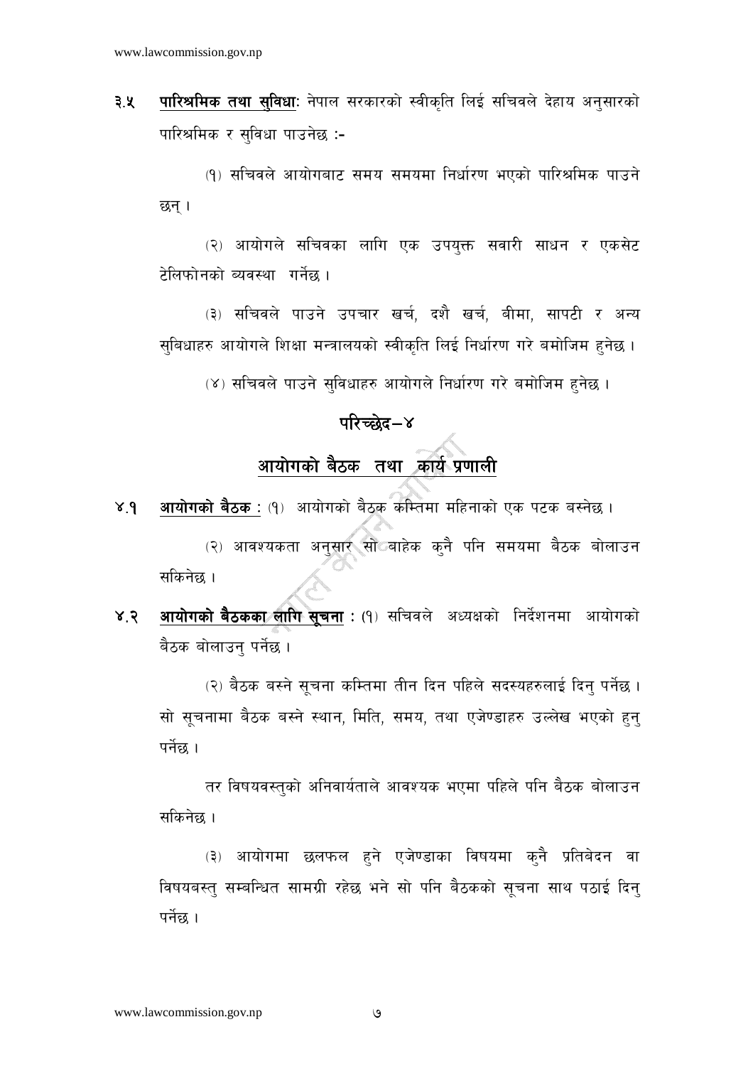३.५ **पारिश्रमिक तथा सुविधा**: नेपाल सरकारको स्वीकृति लिई सचिवले देहाय अनुसारको पारिश्रमिक र सुविधा पाउनेछ :-

(१) सचिवले आयोगबाट समय समयमा निर्धारण भएको पारिश्रमिक पाउने छन् ।

(२) आयोगले सचिवका लागि एक उपयुक्त सवारी साधन र एकसेट टेलिफोनको व्यवस्था गर्नेछ ।

(३) सचिवले पाउने उपचार खर्च, दशै खर्च, बीमा, सापटी र अन्य सुबिधाहरु आयोगले शिक्षा मन्त्रालयको स्वीकृति लिई निर्धारण गरे बमोजिम हुनेछ ।

(४) सचिवले पाउने सुविधाहरु आयोगले निर्धारण गरे बमोजिम हुनेछ ।

## परिच्छेद–४

## आयोगको बैठक तथा कार्य प्रणाली

४.१ **आयोगको बैठक :** (१) आयोगको बैठक कम्तिमा महिनाको एक पटक बस्नेछ ।

(२) आवश्यकता अनुसार सो बाहेक कुनै पनि समयमा बैठक बोलाउन सकिनेछ ।

४.२ **आयोगको बैठकका लागि सूचना :** (१) सचिवले अध्यक्षको निर्देशनमा आयोगको बैठक बोलाउनु पर्नेछ ।

(२) बैठक बस्ने सूचना कम्तिमा तीन दिन पहिले सदस्यहरुलाई दिनु पर्नेछ । सो सूचनामा बैठक बस्ने स्थान, मिति, समय, तथा एजेण्डाहरु उल्लेख भएको हुनु पर्नेछ ।

तर विषयवस्तुको अनिवार्यताले आवश्यक भएमा पहिले पनि बैठक बोलाउन सकिनेछ ।

(३) आयोगमा छलफल हुने एजेण्डाका विषयमा कुनै प्रतिबेदन वा विषयबस्तु सम्बन्धित सामग्री रहेछ भने सो पनि बैठकको सूचना साथ पठाई दिनु पर्नेछ ।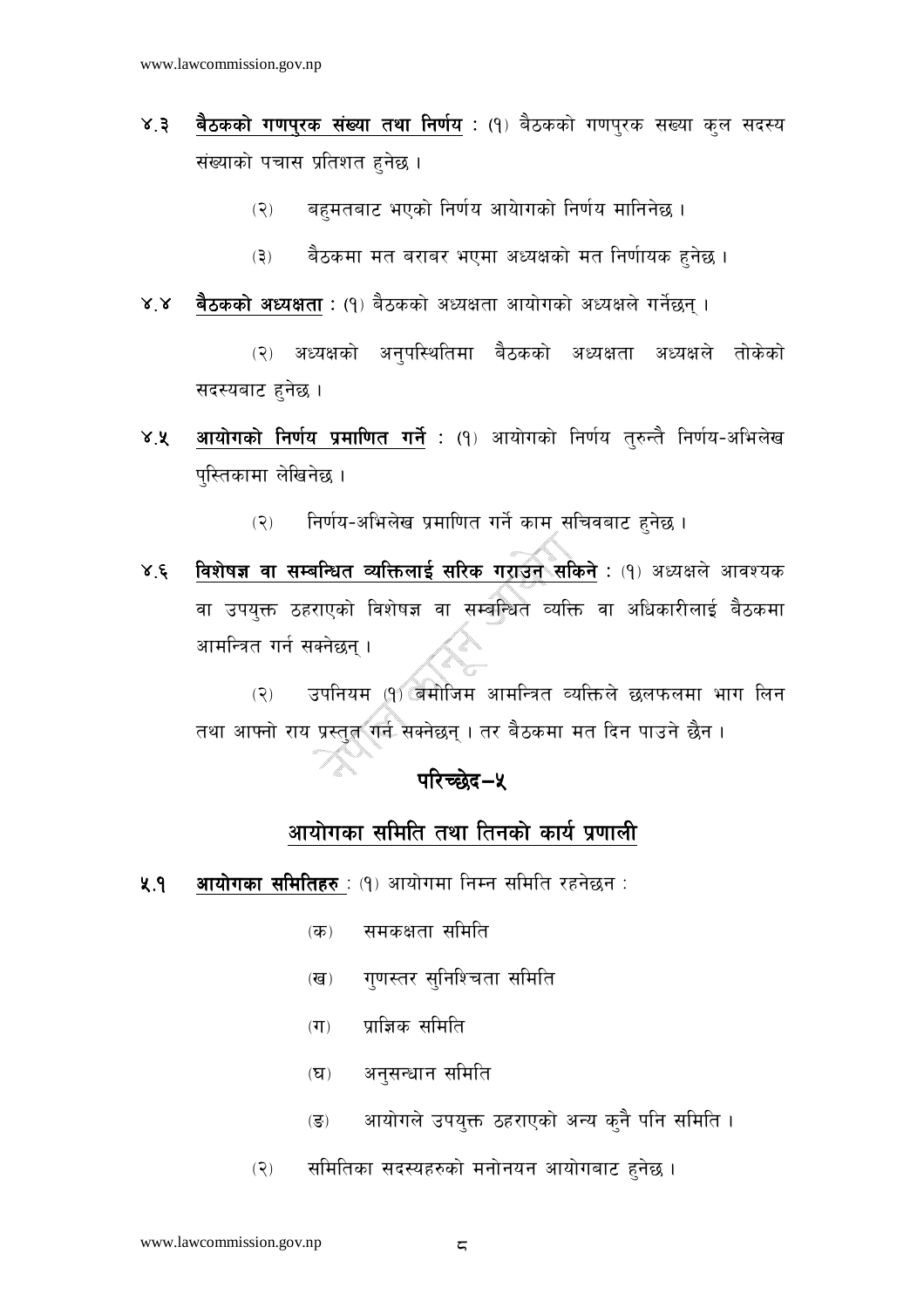४.३ **बैठकको गणपुरक संख्या तथा निर्णय** : (१) बैठकको गणपुरक सख्या कुल सदस्य संख्याको पचास प्रतिशत हुनेछ ।

(२) बहुमतबाट भएको निर्णय आयोगको निर्णय मानिनेछ ।

(३) बैठकमा मत बराबर भएमा अध्यक्षको मत निर्णायक हुनेछ ।

४.४ **बैठकको अध्यक्षता** : (१) बैठकको अध्यक्षता आयोगको अध्यक्षले गर्नेछन् ।

(२) अध्यक्षको अनुपस्थितिमा बैठकको अध्यक्षता अध्यक्षले तोकेको सदस्यबाट हुनेछ ।

४.५ **आयोगको निर्णय प्रमाणित गर्ने** : (१) आयोगको निर्णय तुरुन्तै निर्णय-अभिलेख पुस्तिकामा लेखिनेछ ।

(२) निर्णय-अभिलेख प्रमाणित गर्ने काम सचिवबाट हुनेछ ।

४.६ **विशेषज्ञ वा सम्बन्धित व्यक्तिलाई सरिक गराउन सकिने** : (१) अध्यक्षले आवश्यक वा उपयुक्त ठहराएको विशेषज्ञ वा सम्बन्धित व्यक्ति वा अधिकारीलाई बैठकमा आमन्त्रित गर्न सक्नेछन् ।

(२) उपनियम (१) बमोजिम आमन्त्रित व्यक्तिले छलफलमा भाग लिन तथा आफ्नो राय प्रस्तुत गर्न सक्नेछन् । तर बैठकमा मत दिन पाउने छैन ।

## परिच्छेद–५

## आयोगका समिति तथा तिनको कार्य प्रणाली

५.१ **आयोगका समितिहरु** : (१) आयोगमा निम्न समिति रहनेछन :

(क) समकक्षता समिति

(ख) गुणस्तर सुनिश्चिता समिति

(ग) प्राज्ञिक समिति

(घ) अनुसन्धान समिति

(ङ) आयोगले उपयुक्त ठहराएको अन्य कुनै पनि समिति ।

(२) समितिका सदस्यहरुको मनोनयन आयोगबाट हुनेछ ।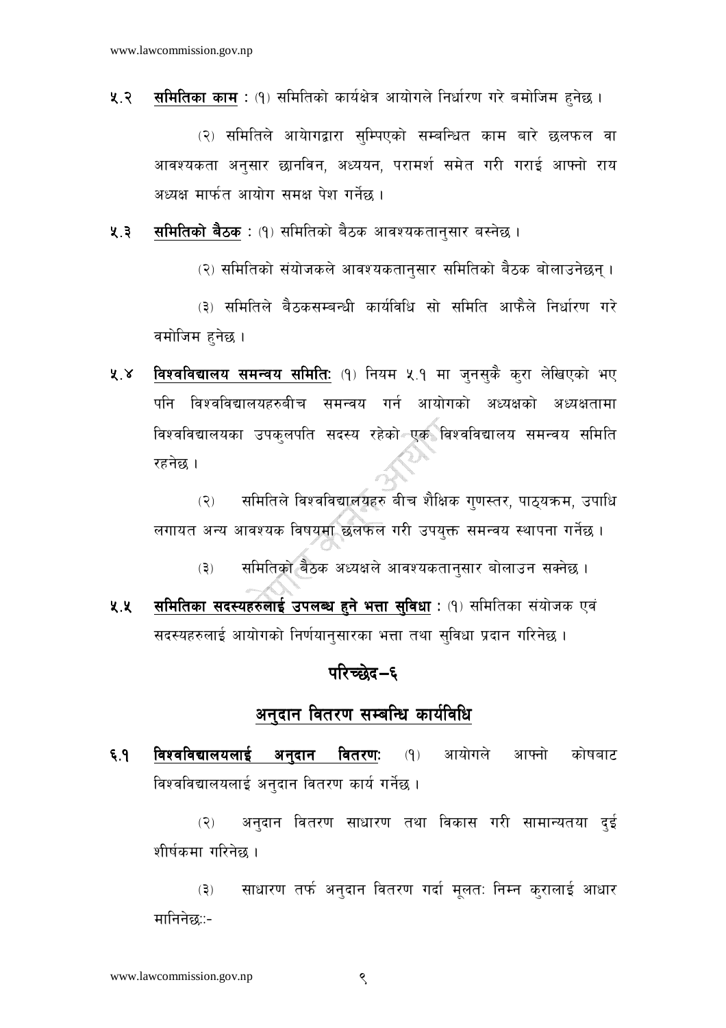५.२ **समितिका काम** : (१) समितिको कार्यक्षेत्र आयोगले निर्धारण गरे बमोजिम हुनेछ ।

(२) समितिले आयोगद्वारा सुम्पिएको सम्बन्धित काम बारे छलफल वा आवश्यकता अनुसार छानविन, अध्ययन, परामर्श समेत गरी गराई आफ्नो राय अध्यक्ष मार्फत आयोग समक्ष पेश गर्नेछ ।

५.३ **समितिको बैठक** : (१) समितिको बैठक आवश्यकतानुसार बस्नेछ ।

(२) समितिको संयोजकले आवश्यकतानुसार समितिको बैठक बोलाउनेछन् ।

(३) समितिले बैठकसम्बन्धी कार्यविधि सो समिति आफैले निर्धारण गरे वमोजिम हुनेछ ।

५.४ **विश्वविद्यालय समन्वय समितिः** (१) नियम ५.१ मा जुनसुकै कुरा लेखिएको भए पनि विश्वविद्यालयहरुबीच समन्वय गर्न आयोगको अध्यक्षको अध्यक्षतामा विश्वविद्यालयका उपकुलपति सदस्य रहेको एक विश्वविद्यालय समन्वय समिति रहनेछ ।

(२) समितिले विश्वविद्यालयहरु बीच शैक्षिक गुणस्तर, पाठ्यक्रम, उपाधि लगायत अन्य आवश्यक विषयमा छलफल गरी उपयुक्त समन्वय स्थापना गर्नेछ ।

(३) समितिको बैठक अध्यक्षले आवश्यकतानुसार बोलाउन सक्नेछ ।

५.५ **समितिका सदस्यहरुलाई उपलब्ध हुने भत्ता सुविधा** : (१) समितिका संयोजक एवं सदस्यहरुलाई आयोगको निर्णयानुसारका भत्ता तथा सुविधा प्रदान गरिनेछ ।

## परिच्छेद–६

## अनुदान वितरण सम्बन्धि कार्यविधि

६.१ **विश्वविद्यालयलाई अनुदान वितरणः** (१) आयोगले आफ्नो कोषबाट विश्वविद्यालयलाई अनुदान वितरण कार्य गर्नेछ ।

(२) अनुदान वितरण साधारण तथा विकास गरी सामान्यतया दुई शीर्षकमा गरिनेछ ।

(३) साधारण तर्फ अनुदान वितरण गर्दा मूलतः निम्न कुरालाई आधार मानिनेछः:-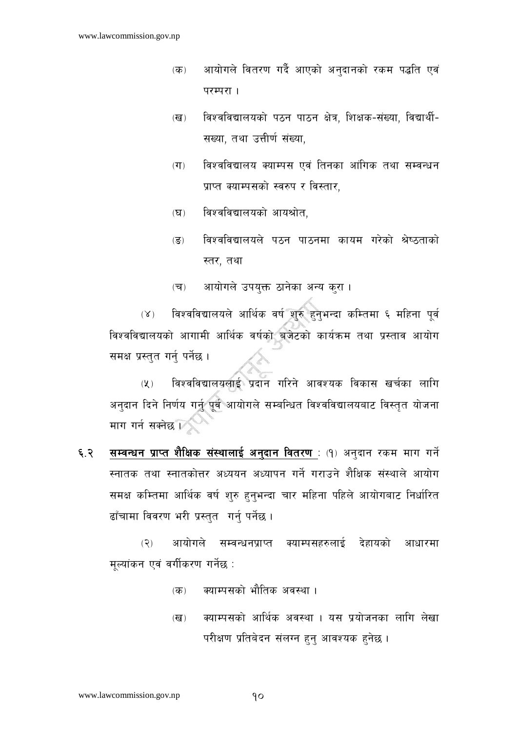(क) आयोगले वितरण गर्दै आएको अनुदानको रकम पद्धति एवं परम्परा ।

(ख) विश्वविद्यालयको पठन पाठन क्षेत्र, शिक्षक-संख्या, विद्यार्थी-सख्या, तथा उत्तीर्ण संख्या,

(ग) विश्वविद्यालय क्याम्पस एवं तिनका आंगिक तथा सम्वन्धन प्राप्त क्याम्पसको स्वरुप र विस्तार,

(घ) विश्वविद्यालयको आयश्रोत,

(ङ) विश्वविद्यालयले पठन पाठनमा कायम गरेको श्रेष्ठताको स्तर, तथा

(च) आयोगले उपयुक्त ठानेका अन्य कुरा ।

(४) विश्वविद्यालयले आर्थिक वर्ष शुरु हुनुभन्दा कम्तिमा ६ महिना पूर्व विश्वविद्यालयको आगामी आर्थिक वर्षको बजेटको कार्यक्रम तथा प्रस्ताव आयोग समक्ष प्रस्तुत गर्नु पर्नेछ ।

(५) विश्वविद्यालयलाई प्रदान गरिने आवश्यक विकास खर्चका लागि अनुदान दिने निर्णय गर्नु पूर्व आयोगले सम्बन्धित विश्वविद्यालयबाट विस्तृत योजना माग गर्न सक्नेछ ।

६.२ **<u>सम्वन्धन प्राप्त शैक्षिक संस्थालाई अनुदान वितरण</u>** : (१) अनुदान रकम माग गर्ने स्नातक तथा स्नातकोत्तर अध्ययन अध्यापन गर्ने गराउने शैक्षिक संस्थाले आयोग समक्ष कम्तिमा आर्थिक वर्ष शुरु हुनुभन्दा चार महिना पहिले आयोगबाट निर्धारित ढाँचामा विवरण भरी प्रस्तुत गर्नु पर्नेछ ।

(२) आयोगले सम्वन्धनप्राप्त क्याम्पसहरुलाई देहायको आधारमा मूल्यांकन एवं वर्गीकरण गर्नेछ :

(क) क्याम्पसको भौतिक अवस्था ।

(ख) क्याम्पसको आर्थिक अवस्था । यस प्रयोजनका लागि लेखा परीक्षण प्रतिबेदन संलग्न हुनु आवश्यक हुनेछ ।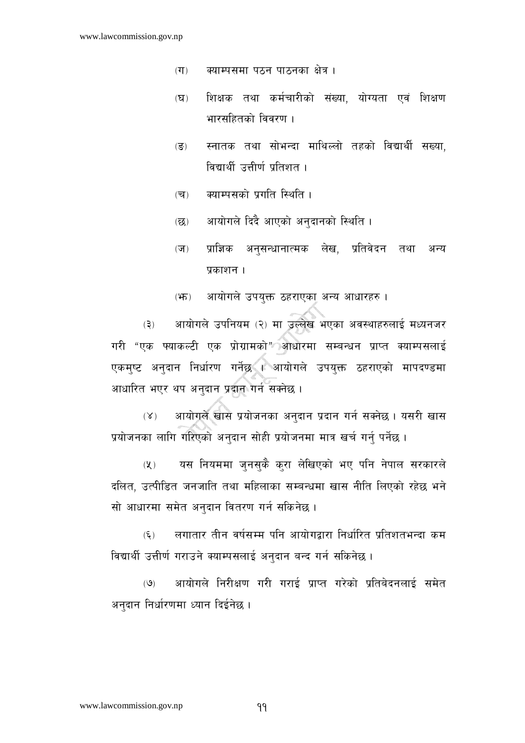(ग) क्याम्पसमा पठन पाठनका क्षेत्र ।

(घ) शिक्षक तथा कर्मचारीको संख्या, योग्यता एवं शिक्षण भारसहितको विवरण ।

(ङ) स्नातक तथा सोभन्दा माथिल्लो तहको विद्यार्थी सख्या, विद्यार्थी उत्तीर्ण प्रतिशत ।

(च) क्याम्पसको प्रगति स्थिति ।

(छ) आयोगले दिँदै आएको अनुदानको स्थिति ।

(ज) प्राज्ञिक अनुसन्धानात्मक लेख, प्रतिवेदन तथा अन्य प्रकाशन ।

(झ) आयोगले उपयुक्त ठहराएका अन्य आधारहरु ।

(३) आयोगले उपनियम (२) मा उल्लेख भएका अवस्थाहरुलाई मध्यनजर गरी "एक फ्याकल्टी एक प्रोग्रामको" आधारमा सम्बन्धन प्राप्त क्याम्पसलाई एकमुष्ट अनुदान निर्धारण गर्नेछ । आयोगले उपयुक्त ठहराएको मापदण्डमा आधारित भएर थप अनुदान प्रदान गर्न सक्नेछ ।

(४) आयोगले खास प्रयोजनका अनुदान प्रदान गर्न सक्नेछ । यसरी खास प्रयोजनका लागि गरिएको अनुदान सोही प्रयोजनमा मात्र खर्च गर्नु पर्नेछ ।

(५) यस नियममा जुनसुकै कुरा लेखिएको भए पनि नेपाल सरकारले दलित, उत्पीडित जनजाति तथा महिलाका सम्बन्धमा खास नीति लिएको रहेछ भने सो आधारमा समेत अनुदान वितरण गर्न सकिनेछ ।

(६) लगातार तीन वर्षसम्म पनि आयोगद्वारा निर्धारित प्रतिशतभन्दा कम विद्यार्थी उत्तीर्ण गराउने क्याम्पसलाई अनुदान बन्द गर्न सकिनेछ ।

(७) आयोगले निरीक्षण गरी गराई प्राप्त गरेको प्रतिबेदनलाई समेत अनुदान निर्धारणमा ध्यान दिईनेछ ।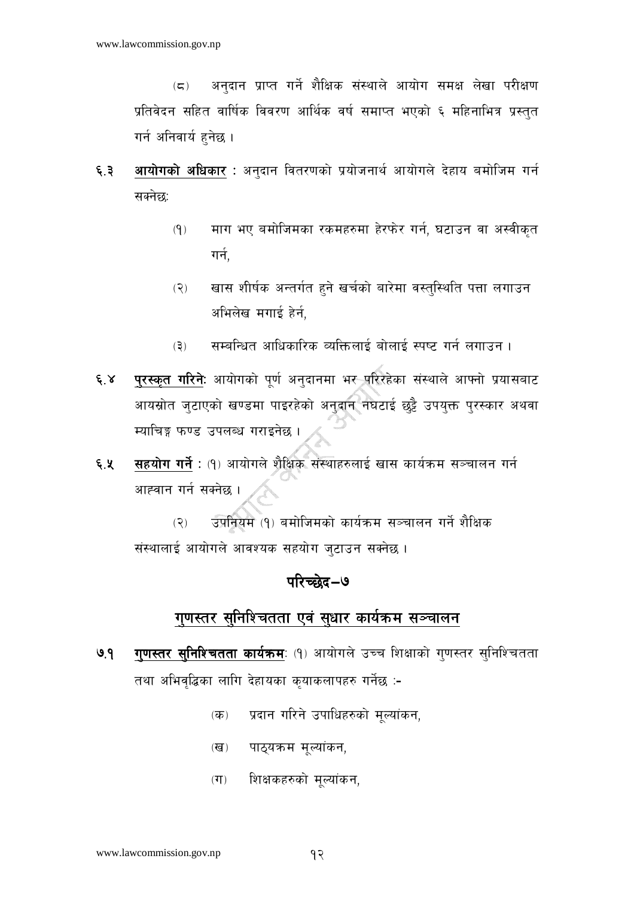(८) अनुदान प्राप्त गर्ने शैक्षिक संस्थाले आयोग समक्ष लेखा परीक्षण प्रतिवेदन सहित वार्षिक विवरण आर्थिक वर्ष समाप्त भएको ६ महिनाभित्र प्रस्तुत गर्न अनिवार्य हुनेछ ।

६.३ **आयोगको अधिकार** : अनुदान वितरणको प्रयोजनार्थ आयोगले देहाय बमोजिम गर्न सक्नेछः

(१) माग भए बमोजिमका रकमहरुमा हेरफेर गर्न, घटाउन वा अस्वीकृत गर्न,

(२) खास शीर्षक अन्तर्गत हुने खर्चको बारेमा वस्तुस्थिति पत्ता लगाउन अभिलेख मगाई हेर्न,

(३) सम्बन्धित आधिकारिक व्यक्तिलाई बोलाई स्पष्ट गर्न लगाउन ।

६.४ **पुरस्कृत गरिनेः** आयोगको पूर्ण अनुदानमा भर परिरहेका संस्थाले आफ्नो प्रयासबाट आयस्रोत जुटाएको खण्डमा पाइरहेको अनुदान नघटाई छुट्टै उपयुक्त पुरस्कार अथवा म्याचिङ्ग फण्ड उपलब्ध गराइनेछ ।

६.५ **सहयोग गर्ने** : (१) आयोगले शैक्षिक संस्थाहरुलाई खास कार्यक्रम सञ्चालन गर्न आह्वान गर्न सक्नेछ ।

(२) उपनियम (१) बमोजिमको कार्यक्रम सञ्चालन गर्ने शैक्षिक संस्थालाई आयोगले आवश्यक सहयोग जुटाउन सक्नेछ ।

## परिच्छेद–७

## गुणस्तर सुनिश्चितता एवं सुधार कार्यक्रम सञ्चालन

७.१ **गुणस्तर सुनिश्चितता कार्यक्रमः** (१) आयोगले उच्च शिक्षाको गुणस्तर सुनिश्चितता तथा अभिवृद्धिका लागि देहायका कृयाकलापहरु गर्नेछ :-

(क) प्रदान गरिने उपाधिहरुको मूल्यांकन,

(ख) पाठ्यक्रम मूल्यांकन,

(ग) शिक्षकहरुको मूल्यांकन,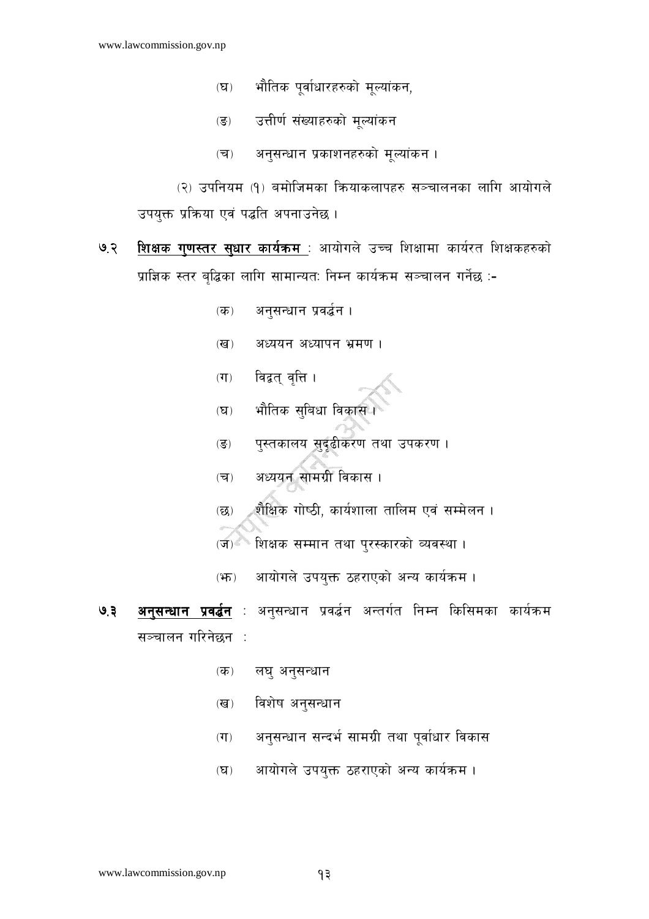(घ) भौतिक पूर्वाधारहरुको मूल्यांकन,

(ङ) उत्तीर्ण संख्याहरुको मूल्यांकन

(च) अनुसन्धान प्रकाशनहरुको मूल्यांकन ।

(२) उपनियम (१) बमोजिमका क्रियाकलापहरु सञ्चालनका लागि आयोगले उपयुक्त प्रक्रिया एवं पद्धति अपनाउनेछ ।

७.२ **<u>शिक्षक गुणस्तर सुधार कार्यक्रम</u>** : आयोगले उच्च शिक्षामा कार्यरत शिक्षकहरुको प्राज्ञिक स्तर बृद्धिका लागि सामान्यतः निम्न कार्यक्रम सञ्चालन गर्नेछ :-

(क) अनुसन्धान प्रवर्द्धन ।

(ख) अध्ययन अध्यापन भ्रमण ।

(ग) विद्वत् वृत्ति ।

(घ) भौतिक सुबिधा विकास ।

(ङ) पुस्तकालय सुदृढीकरण तथा उपकरण ।

(च) अध्ययन सामग्री विकास ।

(छ) शैक्षिक गोष्ठी, कार्यशाला तालिम एवं सम्मेलन ।

(ज) शिक्षक सम्मान तथा पुरस्कारको व्यवस्था ।

(झ) आयोगले उपयुक्त ठहराएको अन्य कार्यक्रम ।

७.३ **<u>अनुसन्धान प्रवर्द्धन</u>** : अनुसन्धान प्रवर्द्धन अन्तर्गत निम्न किसिमका कार्यक्रम सञ्चालन गरिनेछन :

(क) लघु अनुसन्धान

(ख) विशेष अनुसन्धान

(ग) अनुसन्धान सन्दर्भ सामग्री तथा पूर्वाधार विकास

(घ) आयोगले उपयुक्त ठहराएको अन्य कार्यक्रम ।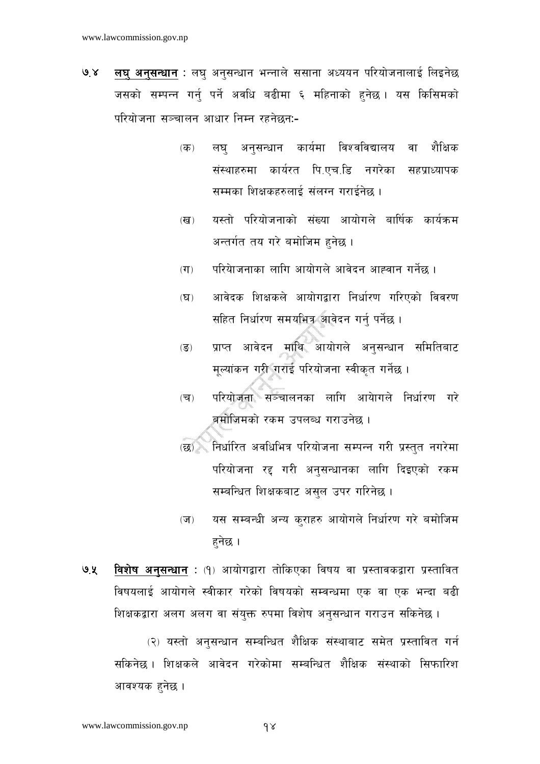७.४ **लघु अनुसन्धान** : लघु अनुसन्धान भन्नाले ससाना अध्ययन परियोजनालाई लिइनेछ जसको सम्पन्न गर्नु पर्ने अवधि बढीमा ६ महिनाको हुनेछ। यस किसिमको परियोजना सञ्चालन आधार निम्न रहनेछन:-

(क) लघु अनुसन्धान कार्यमा विश्वविद्यालय वा शैक्षिक संस्थाहरुमा कार्यरत पि.एच.डि नगरेका सहप्राध्यापक सम्मका शिक्षकहरुलाई संलग्न गराईनेछ ।

(ख) यस्तो परियोजनाको संख्या आयोगले बार्षिक कार्यक्रम अन्तर्गत तय गरे बमोजिम हुनेछ ।

(ग) परियोजनाका लागि आयोगले आवेदन आह्वान गर्नेछ ।

(घ) आवेदक शिक्षकले आयोगद्वारा निर्धारण गरिएको विवरण सहित निर्धारण समयभित्र आवेदन गर्नु पर्नेछ ।

(ङ) प्राप्त आवेदन माथि आयोगले अनुसन्धान समितिबाट मूल्यांकन गरी गराई परियोजना स्वीकृत गर्नेछ ।

(च) परियोजना सञ्चालनका लागि आयोगले निर्धारण गरे बमोजिमको रकम उपलब्ध गराउनेछ ।

(छ) निर्धारित अवधिभित्र परियोजना सम्पन्न गरी प्रस्तुत नगरेमा परियोजना रद्द गरी अनुसन्धानका लागि दिइएको रकम सम्बन्धित शिक्षकबाट असुल उपर गरिनेछ ।

(ज) यस सम्बन्धी अन्य कुराहरु आयोगले निर्धारण गरे बमोजिम हुनेछ ।

७.५ **विशेष अनुसन्धान** : (१) आयोगद्वारा तोकिएका विषय वा प्रस्तावकद्वारा प्रस्तावित विषयलाई आयोगले स्वीकार गरेको विषयको सम्वन्धमा एक वा एक भन्दा बढी शिक्षकद्वारा अलग अलग वा संयुक्त रुपमा विशेष अनुसन्धान गराउन सकिनेछ ।

(२) यस्तो अनुसन्धान सम्बन्धित शैक्षिक संस्थाबाट समेत प्रस्तावित गर्न सकिनेछ। शिक्षकले आवेदन गरेकोमा सम्बन्धित शैक्षिक संस्थाको सिफारिश आवश्यक हुनेछ ।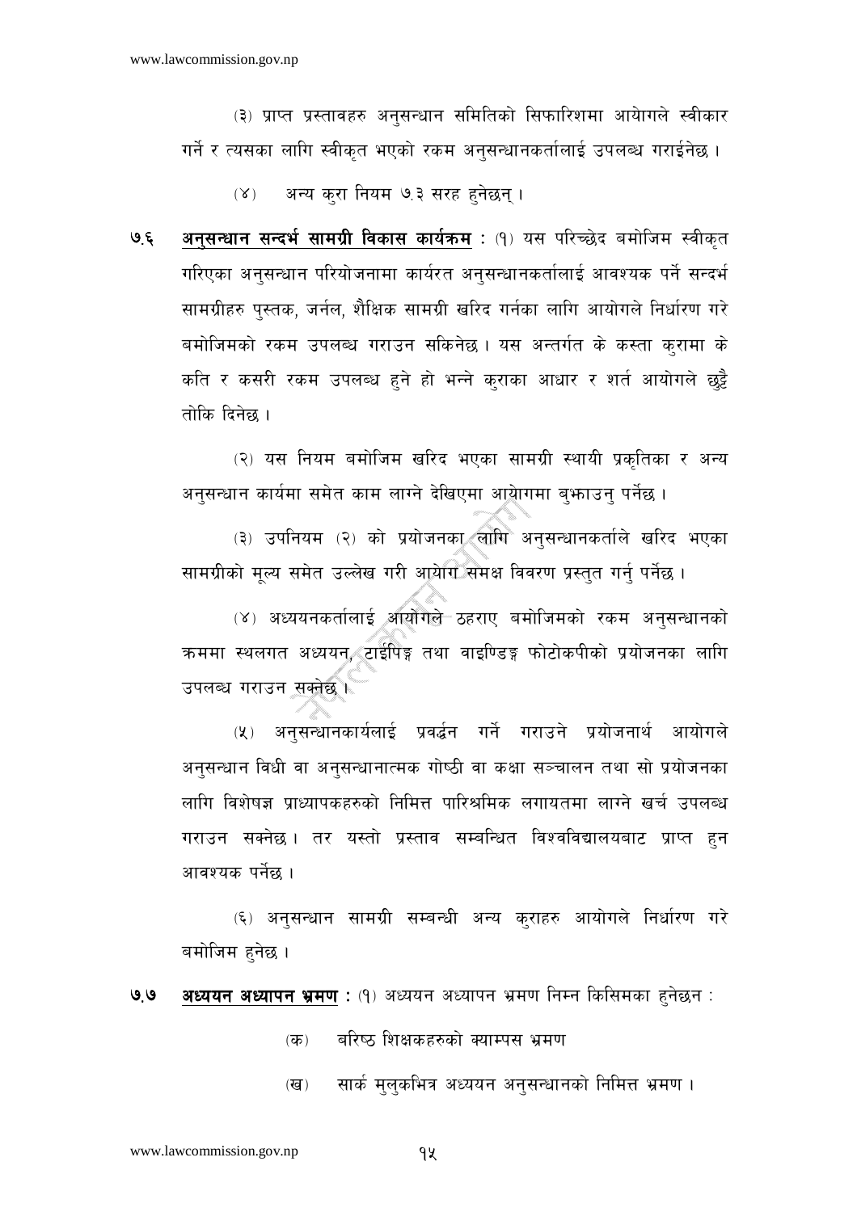(३) प्राप्त प्रस्तावहरु अनुसन्धान समितिको सिफारिशमा आयोगले स्वीकार गर्ने र त्यसका लागि स्वीकृत भएको रकम अनुसन्धानकर्तालाई उपलब्ध गराईनेछ ।

(४) अन्य कुरा नियम ७.३ सरह हुनेछन् ।

७.६ **अनुसन्धान सन्दर्भ सामग्री विकास कार्यक्रम** : (१) यस परिच्छेद बमोजिम स्वीकृत गरिएका अनुसन्धान परियोजनामा कार्यरत अनुसन्धानकर्तालाई आवश्यक पर्ने सन्दर्भ सामग्रीहरु पुस्तक, जर्नल, शैक्षिक सामग्री खरिद गर्नका लागि आयोगले निर्धारण गरे बमोजिमको रकम उपलब्ध गराउन सकिनेछ । यस अन्तर्गत के कस्ता कुरामा के कति र कसरी रकम उपलब्ध हुने हो भन्ने कुराका आधार र शर्त आयोगले छुट्टै तोकि दिनेछ ।

(२) यस नियम बमोजिम खरिद भएका सामग्री स्थायी प्रकृतिका र अन्य अनुसन्धान कार्यमा समेत काम लाग्ने देखिएमा आयोगमा बुझाउनु पर्नेछ ।

(३) उपनियम (२) को प्रयोजनका लागि अनुसन्धानकर्ताले खरिद भएका सामग्रीको मूल्य समेत उल्लेख गरी आयोग समक्ष विवरण प्रस्तुत गर्नु पर्नेछ ।

(४) अध्ययनकर्तालाई आयोगले ठहराए बमोजिमको रकम अनुसन्धानको क्रममा स्थलगत अध्ययन, टाईपिङ्ग तथा वाइण्डिङ्ग फोटोकपीको प्रयोजनका लागि उपलब्ध गराउन सक्नेछ ।

(५) अनुसन्धानकार्यलाई प्रवर्द्धन गर्ने गराउने प्रयोजनार्थ आयोगले अनुसन्धान विधी वा अनुसन्धानात्मक गोष्ठी वा कक्षा सञ्चालन तथा सो प्रयोजनका लागि विशेषज्ञ प्राध्यापकहरुको निमित्त पारिश्रमिक लगायतमा लाग्ने खर्च उपलब्ध गराउन सक्नेछ । तर यस्तो प्रस्ताव सम्बन्धित विश्वविद्यालयबाट प्राप्त हुन आवश्यक पर्नेछ ।

(६) अनुसन्धान सामग्री सम्बन्धी अन्य कुराहरु आयोगले निर्धारण गरे बमोजिम हुनेछ ।

७.७ **अध्ययन अध्यापन भ्रमण** : (१) अध्ययन अध्यापन भ्रमण निम्न किसिमका हुनेछन :

(क) बरिष्ठ शिक्षकहरुको क्याम्पस भ्रमण

(ख) सार्क मुलुकभित्र अध्ययन अनुसन्धानको निमित्त भ्रमण ।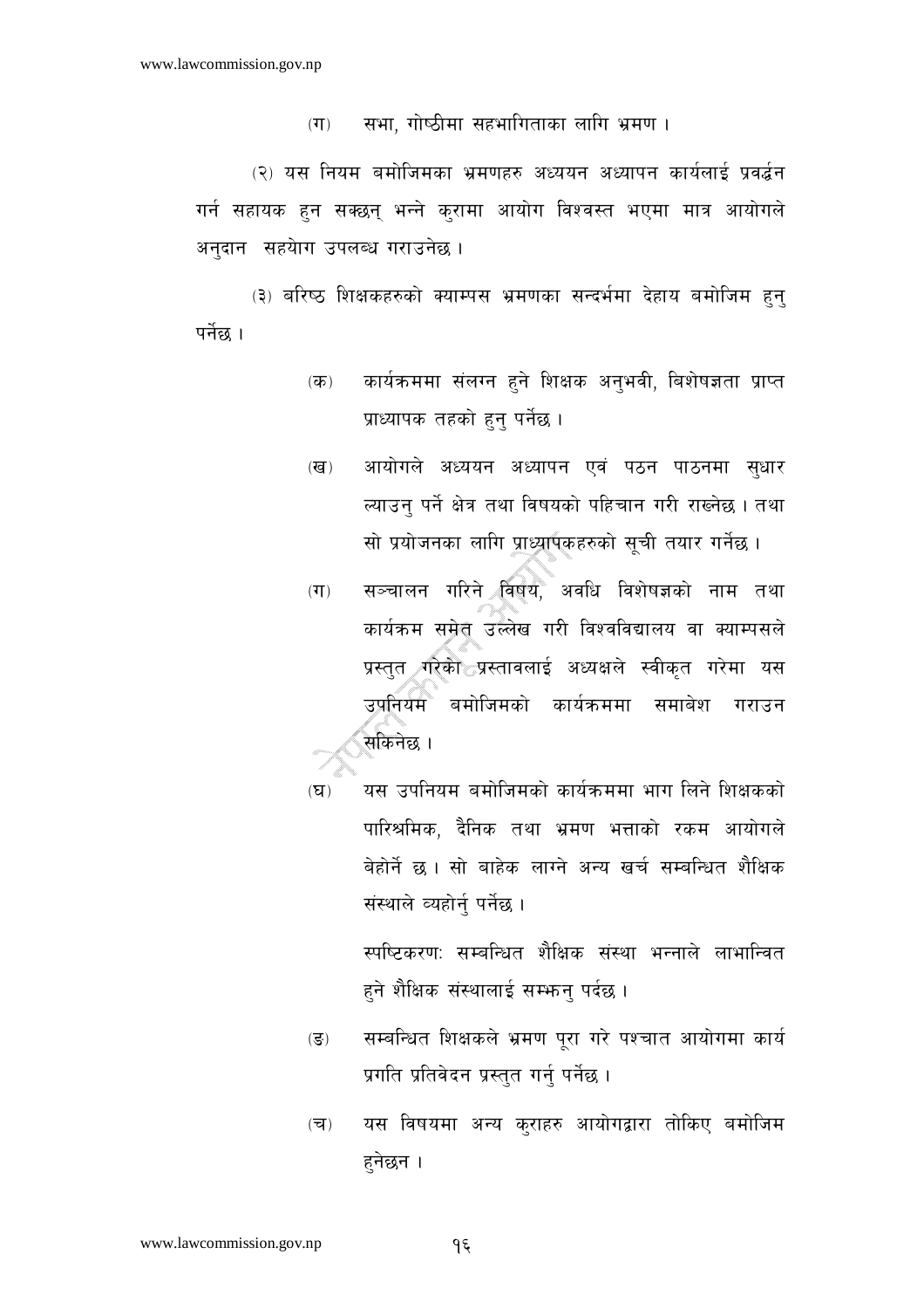(ग) सभा, गोष्ठीमा सहभागिताका लागि भ्रमण ।

(२) यस नियम बमोजिमका भ्रमणहरु अध्ययन अध्यापन कार्यलाई प्रवर्द्धन गर्न सहायक हुन सक्छन् भन्ने कुरामा आयोग विश्वस्त भएमा मात्र आयोगले अनुदान सहयोग उपलब्ध गराउनेछ ।

(३) बरिष्ठ शिक्षकहरुको क्याम्पस भ्रमणका सन्दर्भमा देहाय बमोजिम हुनु पर्नेछ ।

(क) कार्यक्रममा संलग्न हुने शिक्षक अनुभवी, बिशेषज्ञता प्राप्त प्राध्यापक तहको हुनु पर्नेछ ।

(ख) आयोगले अध्ययन अध्यापन एवं पठन पाठनमा सुधार ल्याउनु पर्ने क्षेत्र तथा विषयको पहिचान गरी राख्नेछ । तथा सो प्रयोजनका लागि प्राध्यापकहरुको सूची तयार गर्नेछ ।

(ग) सञ्चालन गरिने विषय, अवधि विशेषज्ञको नाम तथा कार्यक्रम समेत उल्लेख गरी विश्वविद्यालय वा क्याम्पसले प्रस्तुत गरेको प्रस्तावलाई अध्यक्षले स्वीकृत गरेमा यस उपनियम बमोजिमको कार्यक्रममा समाबेश गराउन सकिनेछ ।

(घ) यस उपनियम बमोजिमको कार्यक्रममा भाग लिने शिक्षकको पारिश्रमिक, दैनिक तथा भ्रमण भत्ताको रकम आयोगले बेहोर्ने छ । सो बाहेक लाग्ने अन्य खर्च सम्बन्धित शैक्षिक संस्थाले व्यहोर्नु पर्नेछ ।

स्पष्टिकरणः सम्बन्धित शैक्षिक संस्था भन्नाले लाभान्वित हुने शैक्षिक संस्थालाई सम्झनु पर्दछ ।

(ङ) सम्बन्धित शिक्षकले भ्रमण पूरा गरे पश्चात आयोगमा कार्य प्रगति प्रतिवेदन प्रस्तुत गर्नु पर्नेछ ।

(च) यस विषयमा अन्य कुराहरु आयोगद्वारा तोकिए बमोजिम हुनेछन ।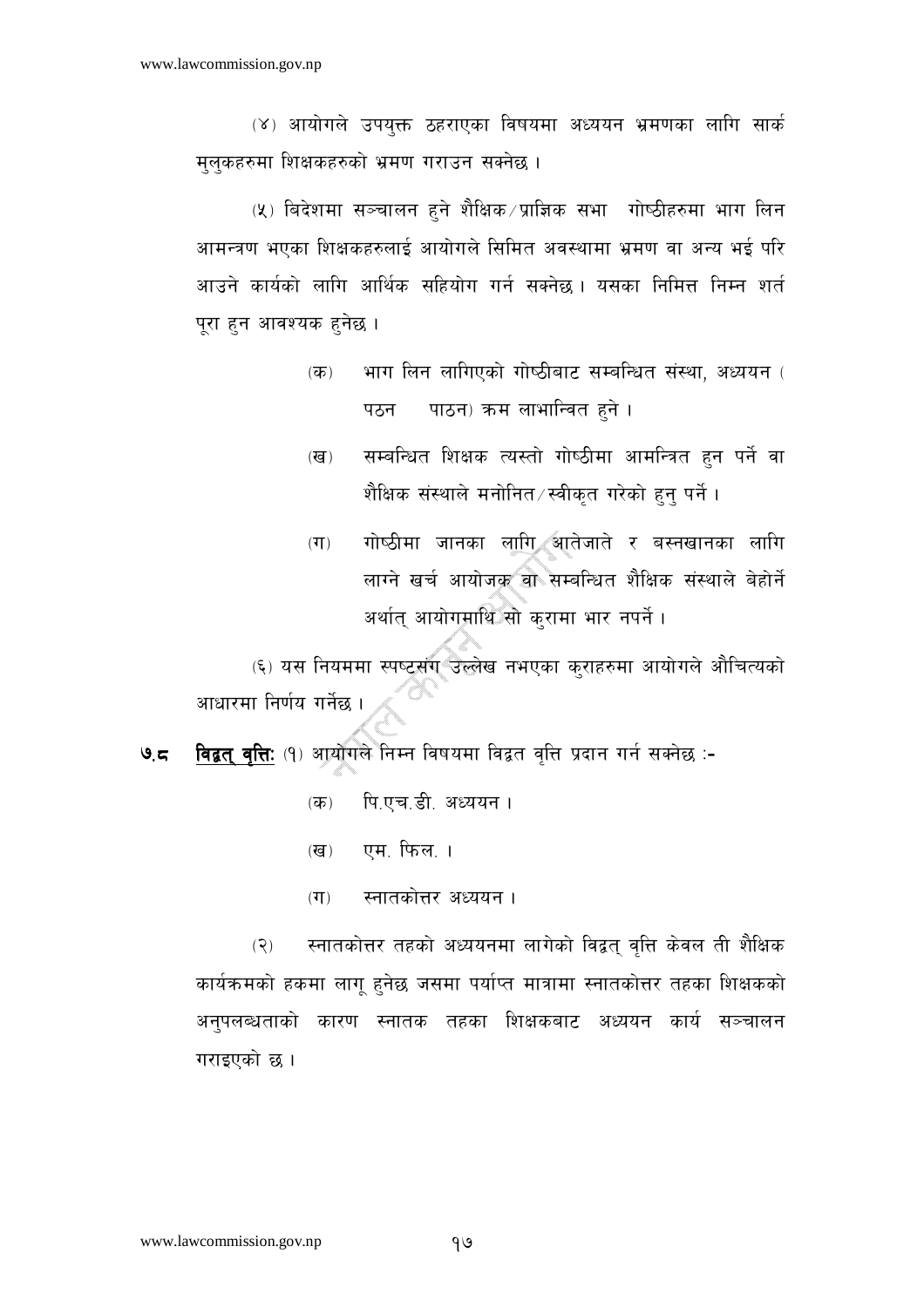(४) आयोगले उपयुक्त ठहराएका विषयमा अध्ययन भ्रमणका लागि सार्क मुलुकहरुमा शिक्षकहरुको भ्रमण गराउन सक्नेछ ।

(५) बिदेशमा सञ्चालन हुने शैक्षिक/प्राज्ञिक सभा गोष्ठीहरुमा भाग लिन आमन्त्रण भएका शिक्षकहरुलाई आयोगले सिमित अवस्थामा भ्रमण वा अन्य भई परि आउने कार्यको लागि आर्थिक सहियोग गर्न सक्नेछ । यसका निमित्त निम्न शर्त पूरा हुन आवश्यक हुनेछ ।

(क) भाग लिन लागिएको गोष्ठीबाट सम्बन्धित संस्था, अध्ययन ( पठन पाठन) क्रम लाभान्वित हुने ।

(ख) सम्बन्धित शिक्षक त्यस्तो गोष्ठीमा आमन्त्रित हुन पर्ने वा शैक्षिक संस्थाले मनोनित/स्वीकृत गरेको हुनु पर्ने ।

(ग) गोष्ठीमा जानका लागि आतेजाते र बस्नखानका लागि लाग्ने खर्च आयोजक वा सम्बन्धित शैक्षिक संस्थाले बेहोर्ने अर्थात् आयोगमाथि सो कुरामा भार नपर्ने ।

(६) यस नियममा स्पष्टसंग उल्लेख नभएका कुराहरुमा आयोगले औचित्यको आधारमा निर्णय गर्नेछ ।

**७.८ विद्वत् वृत्तिः** (१) आयोगले निम्न विषयमा विद्वत वृत्ति प्रदान गर्न सक्नेछ :-

(क) पि.एच.डी. अध्ययन ।

(ख) एम. फिल. ।

(ग) स्नातकोत्तर अध्ययन ।

(२) स्नातकोत्तर तहको अध्ययनमा लागेको विद्वत् वृत्ति केवल ती शैक्षिक कार्यक्रमको हकमा लागू हुनेछ जसमा पर्याप्त मात्रामा स्नातकोत्तर तहका शिक्षकको अनुपलब्धताको कारण स्नातक तहका शिक्षकबाट अध्ययन कार्य सञ्चालन गराइएको छ ।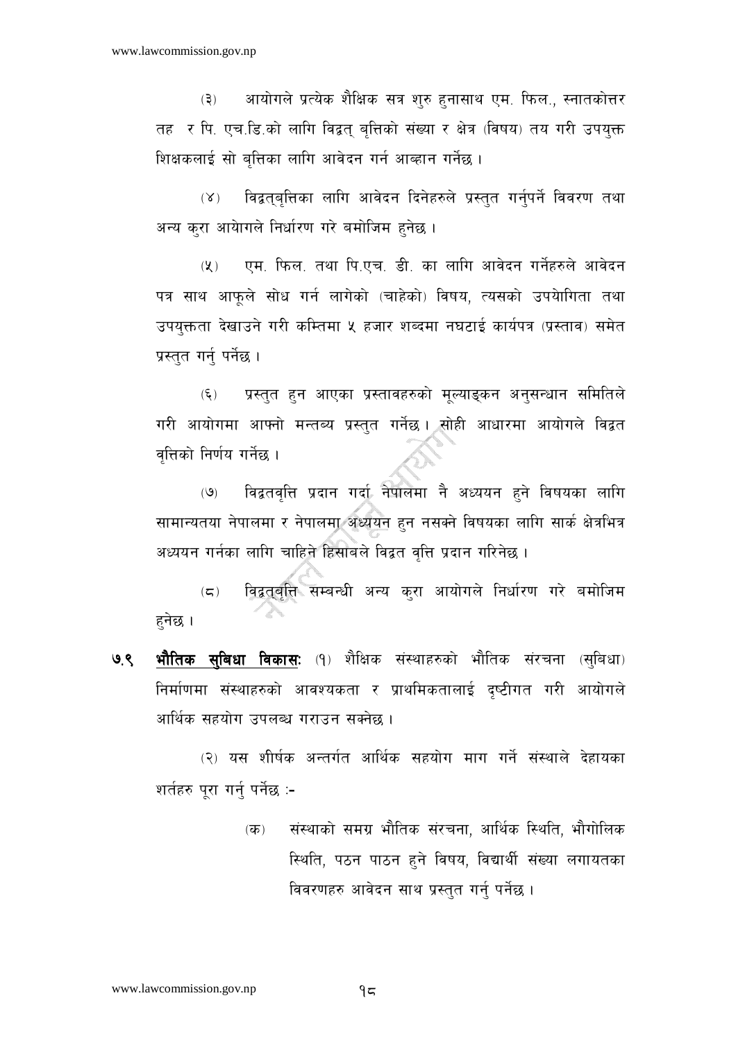(३) आयोगले प्रत्येक शैक्षिक सत्र शुरु हुनासाथ एम. फिल., स्नातकोत्तर तह र पि. एच.डि.को लागि विद्वत् बृत्तिको संख्या र क्षेत्र (विषय) तय गरी उपयुक्त शिक्षकलाई सो बृत्तिका लागि आवेदन गर्न आव्हान गर्नेछ ।

(४) विद्वत्बृत्तिका लागि आवेदन दिनेहरुले प्रस्तुत गर्नुपर्ने विवरण तथा अन्य कुरा आयोगले निर्धारण गरे बमोजिम हुनेछ ।

(५) एम. फिल. तथा पि.एच. डी. का लागि आवेदन गर्नेहरुले आवेदन पत्र साथ आफूले सोध गर्न लागेको (चाहेको) विषय, त्यसको उपयोगिता तथा उपयुक्तता देखाउने गरी कम्तिमा ५ हजार शब्दमा नघटाई कार्यपत्र (प्रस्ताव) समेत प्रस्तुत गर्नु पर्नेछ ।

(६) प्रस्तुत हुन आएका प्रस्तावहरुको मूल्याङ्कन अनुसन्धान समितिले गरी आयोगमा आफ्नो मन्तव्य प्रस्तुत गर्नेछ । सोही आधारमा आयोगले विद्वत वृत्तिको निर्णय गर्नेछ ।

(७) विद्वतवृत्ति प्रदान गर्दा नेपालमा नै अध्ययन हुने विषयका लागि सामान्यतया नेपालमा र नेपालमा अध्ययन हुन नसक्ने विषयका लागि सार्क क्षेत्रभित्र अध्ययन गर्नका लागि चाहिने हिसाबले विद्वत वृत्ति प्रदान गरिनेछ ।

(८) विद्वत्बृत्ति सम्बन्धी अन्य कुरा आयोगले निर्धारण गरे बमोजिम हुनेछ ।

७.९ **भौतिक सुबिधा विकासः** (१) शैक्षिक संस्थाहरुको भौतिक संरचना (सुबिधा) निर्माणमा संस्थाहरुको आवश्यकता र प्राथमिकतालाई दृष्टीगत गरी आयोगले आर्थिक सहयोग उपलब्ध गराउन सक्नेछ ।

(२) यस शीर्षक अन्तर्गत आर्थिक सहयोग माग गर्ने संस्थाले देहायका शर्तहरु पूरा गर्नु पर्नेछ :-

(क) संस्थाको समग्र भौतिक संरचना, आर्थिक स्थिति, भौगोलिक स्थिति, पठन पाठन हुने विषय, विद्यार्थी संख्या लगायतका विवरणहरु आवेदन साथ प्रस्तुत गर्नु पर्नेछ ।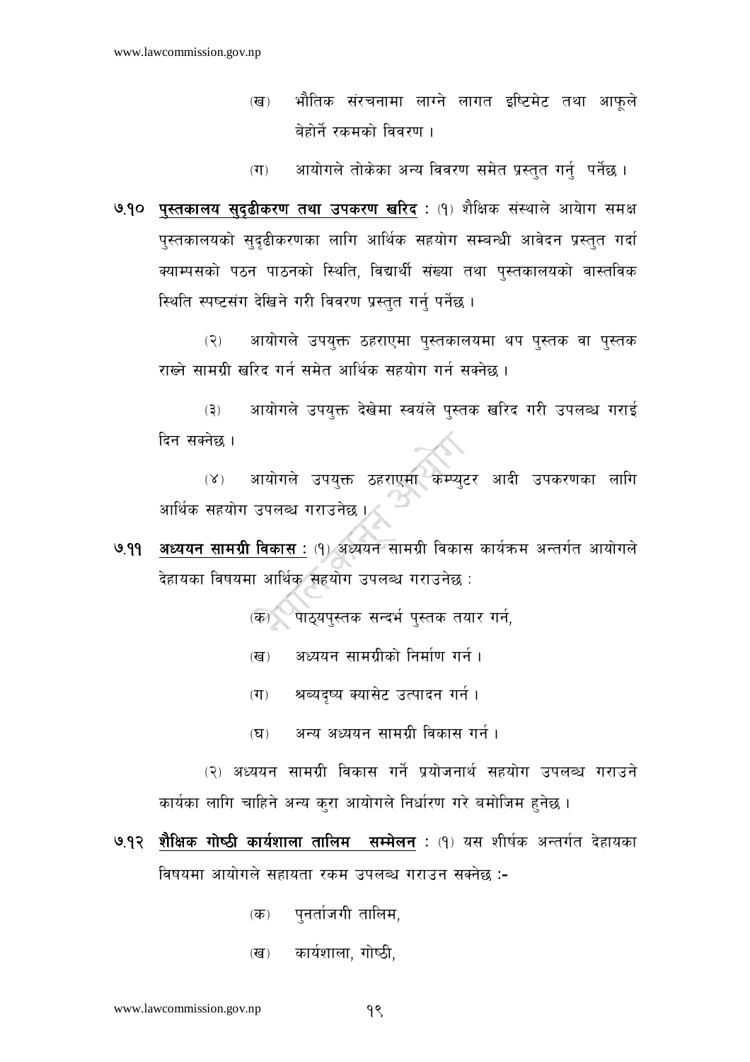(ख) भौतिक संरचनामा लाग्ने लागत इष्टिमेट तथा आफूले बेहोर्ने रकमको विवरण ।

(ग) आयोगले तोकेका अन्य विवरण समेत प्रस्तुत गर्नु पर्नेछ ।

**७.१० पुस्तकालय सुदृढीकरण तथा उपकरण खरिद** : (१) शैक्षिक संस्थाले आयोग समक्ष पुस्तकालयको सुदृढीकरणका लागि आर्थिक सहयोग सम्बन्धी आवेदन प्रस्तुत गर्दा क्याम्पसको पठन पाठनको स्थिति, विद्यार्थी संख्या तथा पुस्तकालयको वास्तविक स्थिति स्पष्टसंग देखिने गरी विवरण प्रस्तुत गर्नु पर्नेछ ।

(२) आयोगले उपयुक्त ठहराएमा पुस्तकालयमा थप पुस्तक वा पुस्तक राख्ने सामग्री खरिद गर्न समेत आर्थिक सहयोग गर्न सक्नेछ ।

(३) आयोगले उपयुक्त देखेमा स्वयंले पुस्तक खरिद गरी उपलब्ध गराई दिन सक्नेछ ।

(४) आयोगले उपयुक्त ठहराएमा कम्प्युटर आदी उपकरणका लागि आर्थिक सहयोग उपलब्ध गराउनेछ ।

**७.११ अध्ययन सामग्री विकास** : (१) अध्ययन सामग्री विकास कार्यक्रम अन्तर्गत आयोगले देहायका विषयमा आर्थिक सहयोग उपलब्ध गराउनेछ :

(क) पाठ्यपुस्तक सन्दर्भ पुस्तक तयार गर्न,

(ख) अध्ययन सामग्रीको निर्माण गर्न ।

(ग) श्रव्यदृष्य क्यासेट उत्पादन गर्न ।

(घ) अन्य अध्ययन सामग्री विकास गर्न ।

(२) अध्ययन सामग्री विकास गर्ने प्रयोजनार्थ सहयोग उपलब्ध गराउने कार्यका लागि चाहिने अन्य कुरा आयोगले निर्धारण गरे बमोजिम हुनेछ ।

**७.१२ शैक्षिक गोष्ठी कार्यशाला तालिम सम्मेलन** : (१) यस शीर्षक अन्तर्गत देहायका विषयमा आयोगले सहायता रकम उपलब्ध गराउन सक्नेछ :-

(क) पुनर्ताजगी तालिम,

(ख) कार्यशाला, गोष्ठी,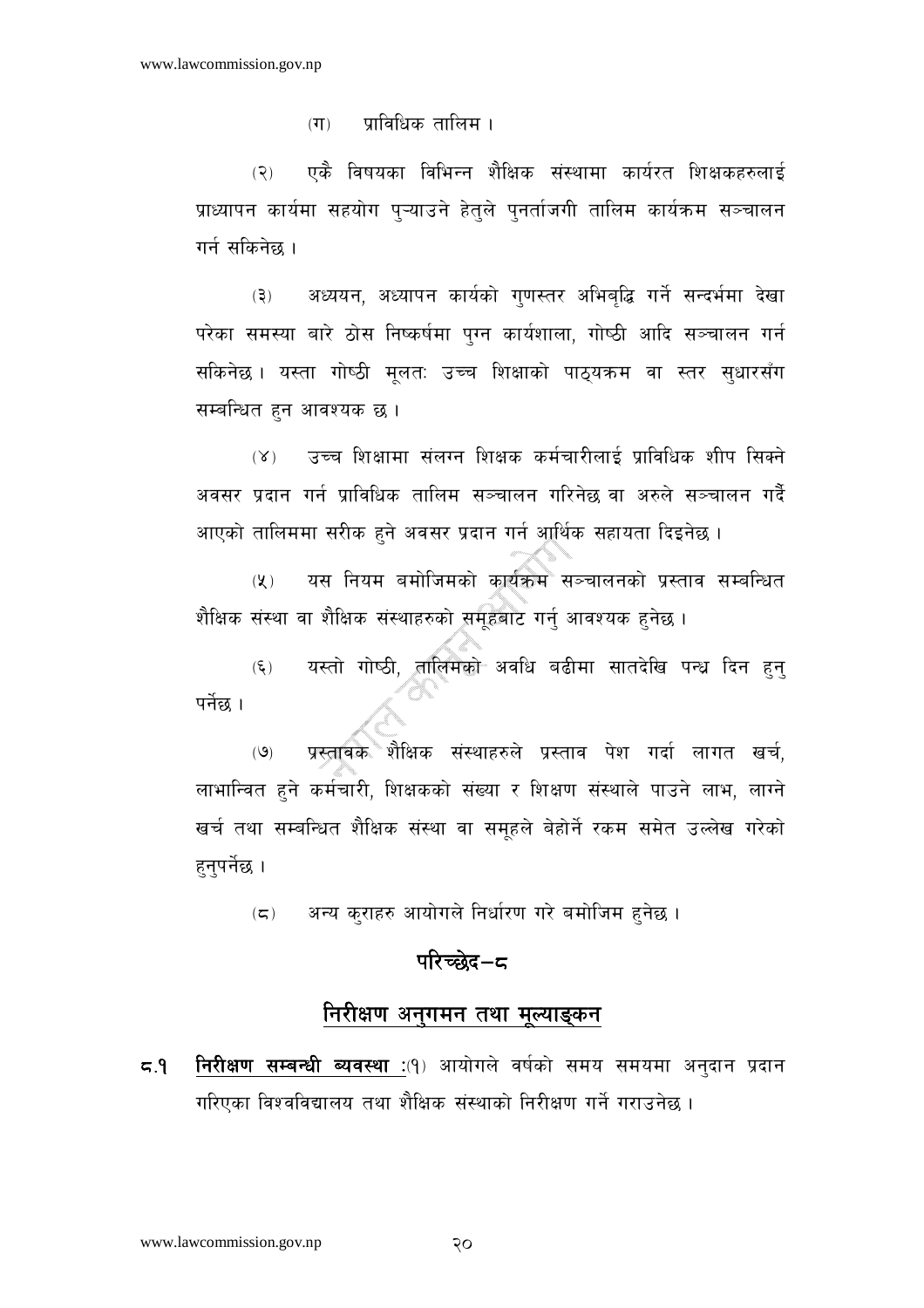(ग) प्राविधिक तालिम ।

(२) एकै विषयका विभिन्न शैक्षिक संस्थामा कार्यरत शिक्षकहरुलाई प्राध्यापन कार्यमा सहयोग पुऱ्याउने हेतुले पुनर्ताजगी तालिम कार्यक्रम सञ्चालन गर्न सकिनेछ ।

(३) अध्ययन, अध्यापन कार्यको गुणस्तर अभिबृद्धि गर्ने सन्दर्भमा देखा परेका समस्या बारे ठोस निष्कर्षमा पुग्न कार्यशाला, गोष्ठी आदि सञ्चालन गर्न सकिनेछ । यस्ता गोष्ठी मूलतः उच्च शिक्षाको पाठ्यक्रम वा स्तर सुधारसँग सम्बन्धित हुन आवश्यक छ ।

(४) उच्च शिक्षामा संलग्न शिक्षक कर्मचारीलाई प्राविधिक शीप सिक्ने अवसर प्रदान गर्न प्राविधिक तालिम सञ्चालन गरिनेछ वा अरुले सञ्चालन गर्दै आएको तालिममा सरीक हुने अवसर प्रदान गर्न आर्थिक सहायता दिइनेछ ।

(५) यस नियम बमोजिमको कार्यक्रम सञ्चालनको प्रस्ताव सम्बन्धित शैक्षिक संस्था वा शैक्षिक संस्थाहरुको समूहबाट गर्नु आवश्यक हुनेछ ।

(६) यस्तो गोष्ठी, तालिमको अवधि बढीमा सातदेखि पन्ध्र दिन हुनु पर्नेछ ।

(७) प्रस्तावक शैक्षिक संस्थाहरुले प्रस्ताव पेश गर्दा लागत खर्च, लाभान्वित हुने कर्मचारी, शिक्षकको संख्या र शिक्षण संस्थाले पाउने लाभ, लाग्ने खर्च तथा सम्बन्धित शैक्षिक संस्था वा समूहले बेहोर्ने रकम समेत उल्लेख गरेको हुनुपर्नेछ ।

(८) अन्य कुराहरु आयोगले निर्धारण गरे बमोजिम हुनेछ ।

## परिच्छेद–८

## निरीक्षण अनुगमन तथा मूल्याङ्कन

८.१ **निरीक्षण सम्बन्धी ब्यवस्था** :(१) आयोगले वर्षको समय समयमा अनुदान प्रदान गरिएका विश्वविद्यालय तथा शैक्षिक संस्थाको निरीक्षण गर्ने गराउनेछ ।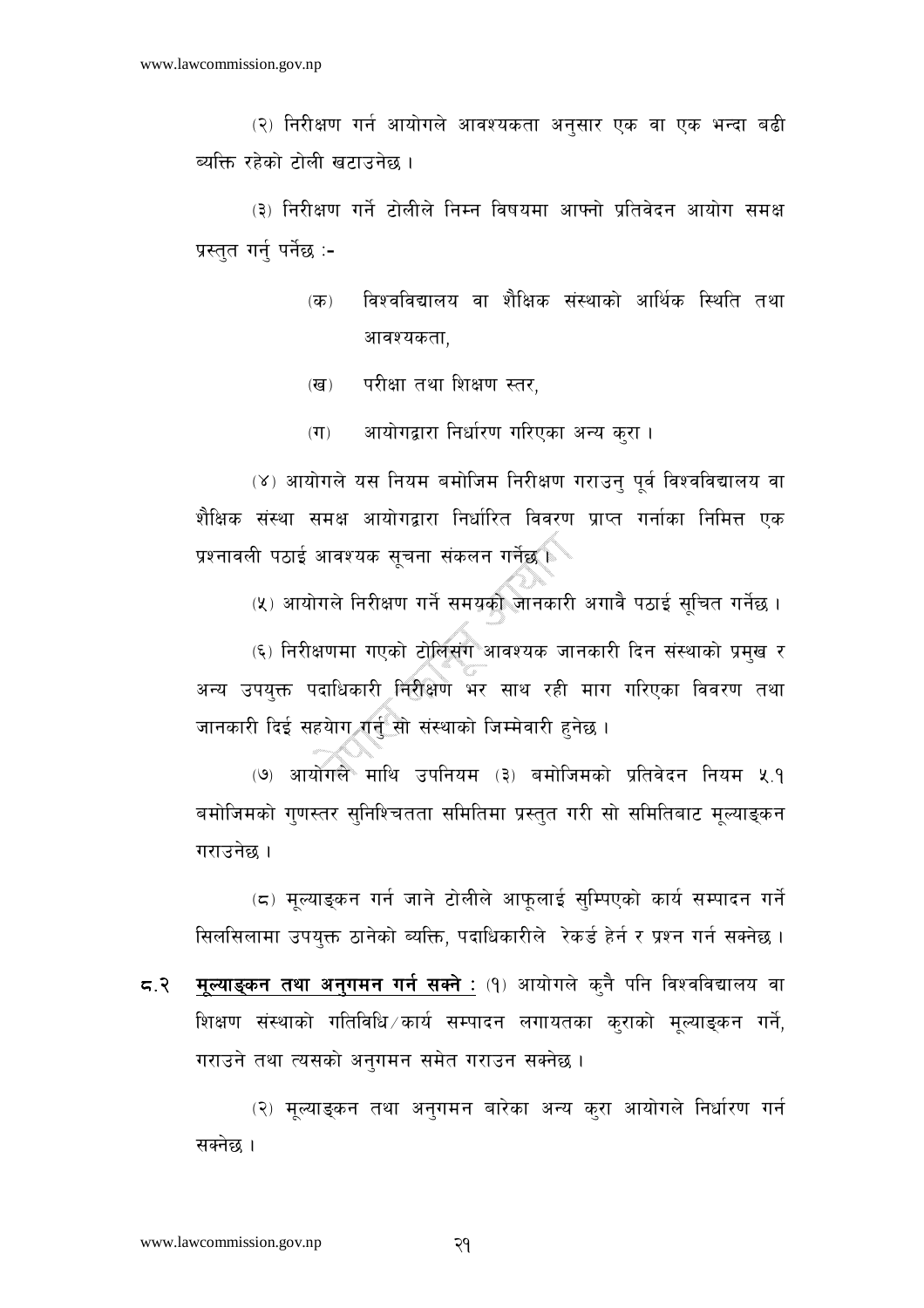(२) निरीक्षण गर्न आयोगले आवश्यकता अनुसार एक वा एक भन्दा बढी व्यक्ति रहेको टोली खटाउनेछ ।

(३) निरीक्षण गर्ने टोलीले निम्न विषयमा आफ्नो प्रतिवेदन आयोग समक्ष प्रस्तुत गर्नु पर्नेछ :-

(क) विश्वविद्यालय वा शैक्षिक संस्थाको आर्थिक स्थिति तथा आवश्यकता,

(ख) परीक्षा तथा शिक्षण स्तर,

(ग) आयोगद्वारा निर्धारण गरिएका अन्य कुरा ।

(४) आयोगले यस नियम बमोजिम निरीक्षण गराउनु पूर्व विश्वविद्यालय वा शैक्षिक संस्था समक्ष आयोगद्वारा निर्धारित विवरण प्राप्त गर्नाका निमित्त एक प्रश्नावली पठाई आवश्यक सूचना संकलन गर्नेछ ।

(५) आयोगले निरीक्षण गर्ने समयको जानकारी अगावै पठाई सूचित गर्नेछ ।

(६) निरीक्षणमा गएको टोलिसंग आवश्यक जानकारी दिन संस्थाको प्रमुख र अन्य उपयुक्त पदाधिकारी निरीक्षण भर साथ रही माग गरिएका विवरण तथा जानकारी दिई सहयोग गर्नु सो संस्थाको जिम्मेवारी हुनेछ ।

(७) आयोगले माथि उपनियम (३) बमोजिमको प्रतिवेदन नियम ५.१ बमोजिमको गुणस्तर सुनिश्चितता समितिमा प्रस्तुत गरी सो समितिबाट मूल्याङ्कन गराउनेछ ।

(८) मूल्याङ्कन गर्न जाने टोलीले आफूलाई सुम्पिएको कार्य सम्पादन गर्ने सिलसिलामा उपयुक्त ठानेको व्यक्ति, पदाधिकारीले रेकर्ड हेर्न र प्रश्न गर्न सक्नेछ ।

८.२ **मूल्याङ्कन तथा अनुगमन गर्न सक्ने :** (१) आयोगले कुनै पनि विश्वविद्यालय वा शिक्षण संस्थाको गतिविधि/कार्य सम्पादन लगायतका कुराको मूल्याङ्कन गर्ने, गराउने तथा त्यसको अनुगमन समेत गराउन सक्नेछ ।

(२) मूल्याङ्कन तथा अनुगमन बारेका अन्य कुरा आयोगले निर्धारण गर्न सक्नेछ ।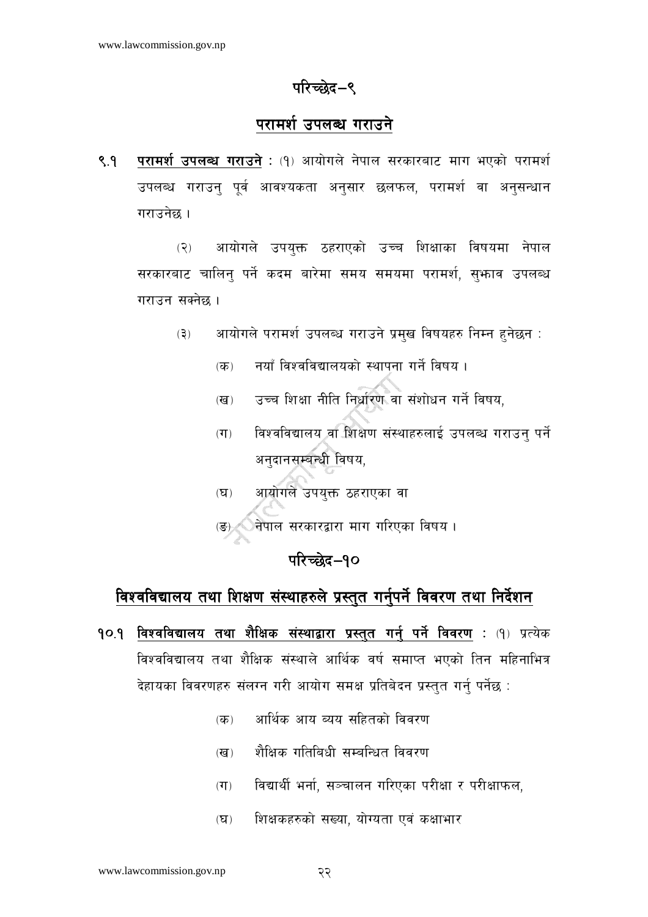## परिच्छेद–९

## परामर्श उपलब्ध गराउने

**९.१ परामर्श उपलब्ध गराउने** : (१) आयोगले नेपाल सरकारबाट माग भएको परामर्श उपलब्ध गराउनु पूर्व आवश्यकता अनुसार छलफल, परामर्श वा अनुसन्धान गराउनेछ ।

(२) आयोगले उपयुक्त ठहराएको उच्च शिक्षाका विषयमा नेपाल सरकारबाट चालिनु पर्ने कदम बारेमा समय समयमा परामर्श, सुझाव उपलब्ध गराउन सक्नेछ ।

(३) आयोगले परामर्श उपलब्ध गराउने प्रमुख विषयहरु निम्न हुनेछन :

(क) नयाँ विश्वविद्यालयको स्थापना गर्ने विषय ।

(ख) उच्च शिक्षा नीति निर्धारण वा संशोधन गर्ने विषय,

(ग) विश्वविद्यालय वा शिक्षण संस्थाहरुलाई उपलब्ध गराउनु पर्ने अनुदानसम्बन्धी विषय,

(घ) आयोगले उपयुक्त ठहराएका वा

(ङ) नेपाल सरकारद्वारा माग गरिएका विषय ।

## परिच्छेद–१०

## विश्वविद्यालय तथा शिक्षण संस्थाहरुले प्रस्तुत गर्नुपर्ने विवरण तथा निर्देशन

**१०.१ विश्वविद्यालय तथा शैक्षिक संस्थाद्वारा प्रस्तुत गर्नु पर्ने विवरण** : (१) प्रत्येक विश्वविद्यालय तथा शैक्षिक संस्थाले आर्थिक वर्ष समाप्त भएको तिन महिनाभित्र देहायका विवरणहरु संलग्न गरी आयोग समक्ष प्रतिबेदन प्रस्तुत गर्नु पर्नेछ :

(क) आर्थिक आय व्यय सहितको विवरण

(ख) शैक्षिक गतिबिधी सम्बन्धित विवरण

(ग) विद्यार्थी भर्ना, सञ्चालन गरिएका परीक्षा र परीक्षाफल,

(घ) शिक्षकहरुको सख्या, योग्यता एवं कक्षाभार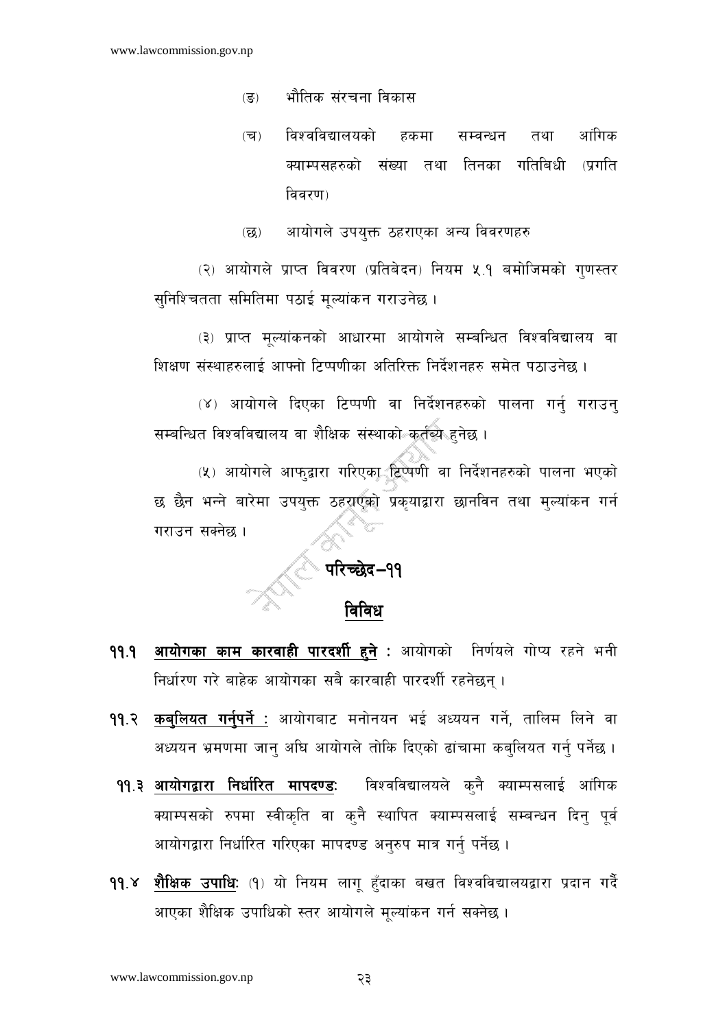(ङ) भौतिक संरचना विकास

(च) विश्वविद्यालयको हकमा सम्वन्धन तथा आंगिक क्याम्पसहरुको संख्या तथा तिनका गतिबिधी (प्रगति विवरण)

(छ) आयोगले उपयुक्त ठहराएका अन्य विवरणहरु

(२) आयोगले प्राप्त विवरण (प्रतिबेदन) नियम ५.१ बमोजिमको गुणस्तर सुनिश्चितता समितिमा पठाई मूल्यांकन गराउनेछ ।

(३) प्राप्त मूल्यांकनको आधारमा आयोगले सम्बन्धित विश्वविद्यालय वा शिक्षण संस्थाहरुलाई आफ्नो टिप्पणीका अतिरिक्त निर्देशनहरु समेत पठाउनेछ ।

(४) आयोगले दिएका टिप्पणी वा निर्देशनहरुको पालना गर्नु गराउनु सम्बन्धित विश्वविद्यालय वा शैक्षिक संस्थाको कर्तब्य हुनेछ ।

(५) आयोगले आफुद्वारा गरिएका टिप्पणी वा निर्देशनहरुको पालना भएको छ छैन भन्ने बारेमा उपयुक्त ठहराएको प्रकृयाद्वारा छानविन तथा मुल्यांकन गर्न गराउन सक्नेछ ।

## परिच्छेद–११

## विविध

**११.१** **आयोगका काम कारवाही पारदर्शी हुने :** आयोगको निर्णयले गोप्य रहने भनी निर्धारण गरे बाहेक आयोगका सबै कारबाही पारदर्शी रहनेछन् ।

**११.२** **कबुलियत गर्नुपर्ने :** आयोगबाट मनोनयन भई अध्ययन गर्ने, तालिम लिने वा अध्ययन भ्रमणमा जानु अघि आयोगले तोकि दिएको ढांचामा कबुलियत गर्नु पर्नेछ ।

**११.३** **आयोगद्वारा निर्धारित मापदण्डः** विश्वविद्यालयले कुनै क्याम्पसलाई आंगिक क्याम्पसको रुपमा स्वीकृति वा कुनै स्थापित क्याम्पसलाई सम्बन्धन दिनु पूर्व आयोगद्वारा निर्धारित गरिएका मापदण्ड अनुरुप मात्र गर्नु पर्नेछ ।

**११.४** **शैक्षिक उपाधिः** (१) यो नियम लागू हुँदाका बखत विश्वविद्यालयद्वारा प्रदान गर्दै आएका शैक्षिक उपाधिको स्तर आयोगले मूल्यांकन गर्न सक्नेछ ।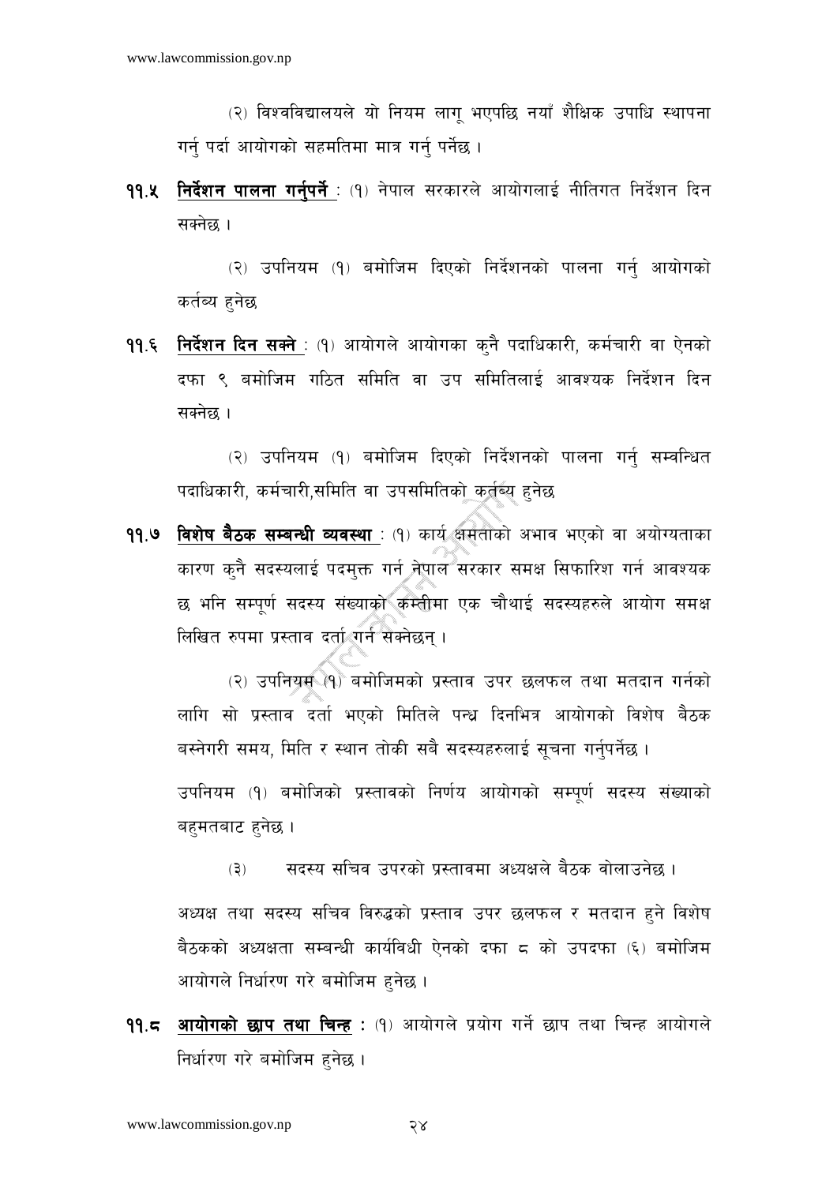(२) विश्वविद्यालयले यो नियम लागू भएपछि नयाँ शैक्षिक उपाधि स्थापना गर्नु पर्दा आयोगको सहमतिमा मात्र गर्नु पर्नेछ ।

**११.५ निर्देशन पालना गर्नुपर्ने** : (१) नेपाल सरकारले आयोगलाई नीतिगत निर्देशन दिन सक्नेछ ।

(२) उपनियम (१) बमोजिम दिएको निर्देशनको पालना गर्नु आयोगको कर्तव्य हुनेछ

**११.६ निर्देशन दिन सक्ने** : (१) आयोगले आयोगका कुनै पदाधिकारी, कर्मचारी वा ऐनको दफा ९ बमोजिम गठित समिति वा उप समितिलाई आवश्यक निर्देशन दिन सक्नेछ ।

(२) उपनियम (१) बमोजिम दिएको निर्देशनको पालना गर्नु सम्बन्धित पदाधिकारी, कर्मचारी,समिति वा उपसमितिको कर्तव्य हुनेछ

**११.७ विशेष बैठक सम्बन्धी व्यवस्था** : (१) कार्य क्षमताको अभाव भएको वा अयोग्यताका कारण कुनै सदस्यलाई पदमुक्त गर्न नेपाल सरकार समक्ष सिफारिश गर्न आवश्यक छ भनि सम्पूर्ण सदस्य संख्याको कम्तीमा एक चौथाई सदस्यहरुले आयोग समक्ष लिखित रुपमा प्रस्ताव दर्ता गर्न सक्नेछन् ।

(२) उपनियम (१) बमोजिमको प्रस्ताव उपर छलफल तथा मतदान गर्नको लागि सो प्रस्ताव दर्ता भएको मितिले पन्ध्र दिनभित्र आयोगको विशेष बैठक बस्नेगरी समय, मिति र स्थान तोकी सबै सदस्यहरुलाई सूचना गर्नुपर्नेछ ।

उपनियम (१) बमोजिको प्रस्तावको निर्णय आयोगको सम्पूर्ण सदस्य संख्याको बहुमतबाट हुनेछ ।

(३) सदस्य सचिव उपरको प्रस्तावमा अध्यक्षले बैठक बोलाउनेछ ।

अध्यक्ष तथा सदस्य सचिव विरुद्धको प्रस्ताव उपर छलफल र मतदान हुने विशेष बैठकको अध्यक्षता सम्बन्धी कार्यविधी ऐनको दफा ८ को उपदफा (६) बमोजिम आयोगले निर्धारण गरे बमोजिम हुनेछ ।

**११.८ आयोगको छाप तथा चिन्ह** : (१) आयोगले प्रयोग गर्ने छाप तथा चिन्ह आयोगले निर्धारण गरे बमोजिम हुनेछ ।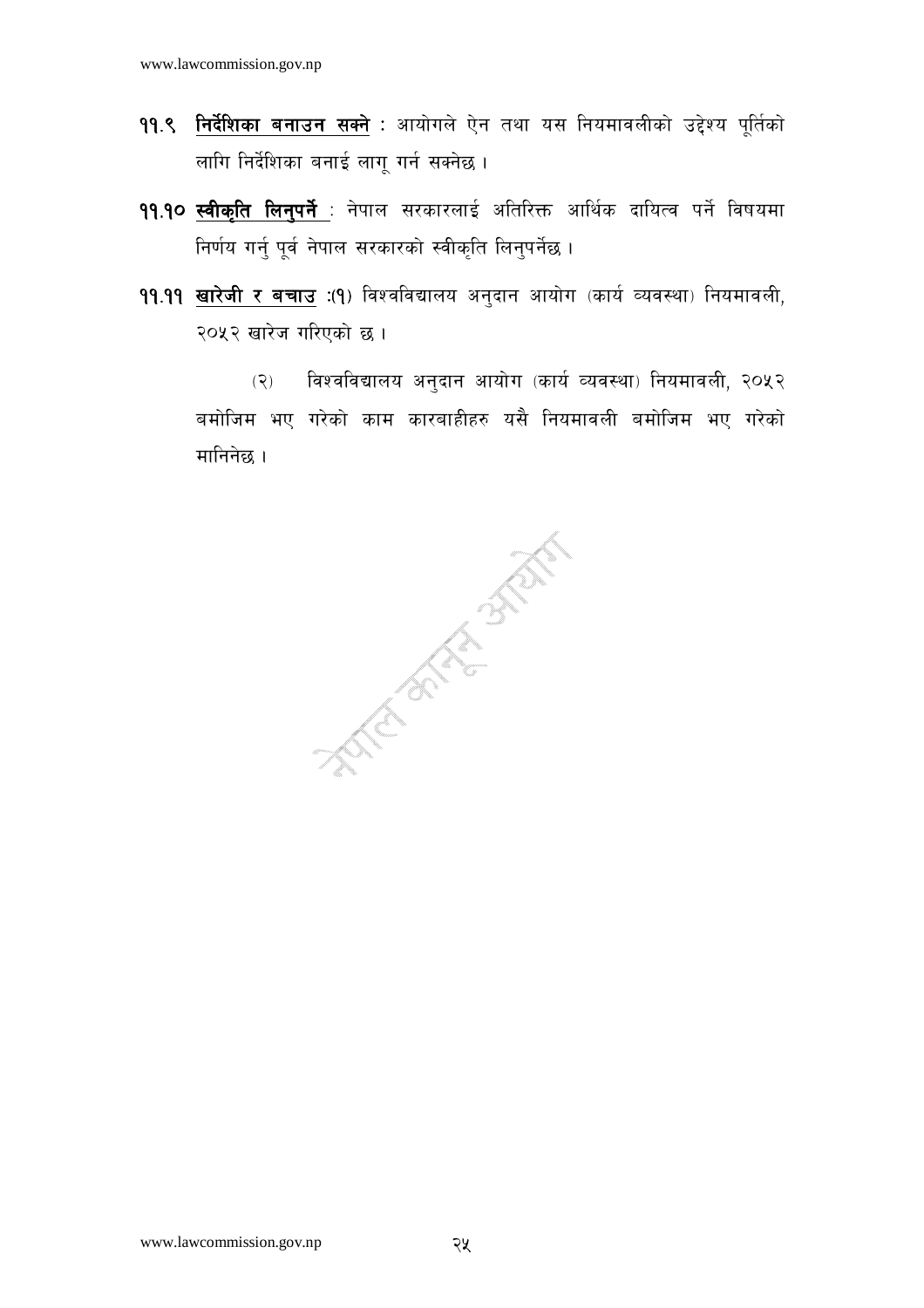**११.९ <u>निर्देशिका बनाउन सक्ने</u>** : आयोगले ऐन तथा यस नियमावलीको उद्देश्य पूर्तिको लागि निर्देशिका बनाई लागू गर्न सक्नेछ ।

**११.१० <u>स्वीकृति लिनुपर्ने</u>** : नेपाल सरकारलाई अतिरिक्त आर्थिक दायित्व पर्ने विषयमा निर्णय गर्नु पूर्व नेपाल सरकारको स्वीकृति लिनुपर्नेछ ।

**११.११ <u>खारेजी र बचाउ</u>** :(१) विश्वविद्यालय अनुदान आयोग (कार्य व्यवस्था) नियमावली, २०५२ खारेज गरिएको छ ।

(२) विश्वविद्यालय अनुदान आयोग (कार्य व्यवस्था) नियमावली, २०५२ बमोजिम भए गरेको काम कारबाहीहरु यसै नियमावली बमोजिम भए गरेको मानिनेछ ।